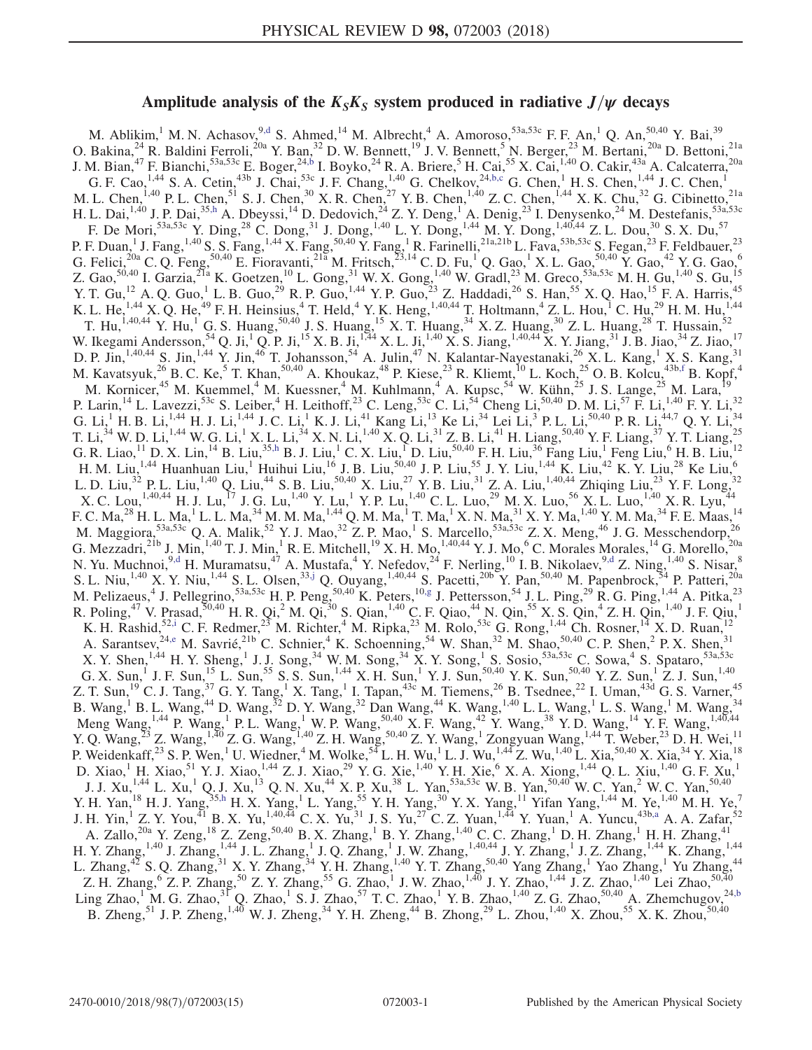# Amplitude analysis of the $K_SK_S$ system produced in radiative $J/\psi$ decays

M. Ablikim,[1] M. N. Achasov,[9,d] S. Ahmed,[14] M. Albrecht,[4] A. Amoroso,[53a,53c] F. F. An,[1] Q. An,[50,40] Y. Bai,[39] O. Bakina,[24] R. Baldini Ferroli,[20a] Y. Ban,[32] D. W. Bennett,[19] J. V. Bennett,[5] N. Berger,[23] M. Bertani,[20a] D. Bettoni,[21a] J. M. Bian,[47] F. Bianchi,[53a,53c] E. Boger,[24,b] I. Boyko,[24] R. A. Briere,[5] H. Cai,[55] X. Cai,[1,40] O. Cakir,[43a] A. Calcaterra,[20a] G. F. Cao,[1,44] S. A. Cetin,[43b] J. Chai,[53c] J. F. Chang,[1,40] G. Chelkov,[24,b,c] G. Chen,[1] H. S. Chen,[1,44] J. C. Chen,[1] M. L. Chen,[1,40] P. L. Chen,[51] S. J. Chen,[30] X. R. Chen,[27] Y. B. Chen,[1,40] Z. C. Chen,[1,44] X. K. Chu,[32] G. Cibinetto,[21a] H. L. Dai,[1,40] J. P. Dai,[35,h] A. Dbeyssi,[14] D. Dedovich,[24] Z. Y. Deng,[1] A. Denig,[23] I. Denysenko,[24] M. Destefanis,[53a,53c] F. De Mori,[53a,53c] Y. Ding,[28] C. Dong,[31] J. Dong,[1,40] L. Y. Dong,[1,44] M. Y. Dong,[1,40,44] Z. L. Dou,[30] S. X. Du,[57] P. F. Duan,[1] J. Fang,[1,40] S. S. Fang,[1,44] X. Fang,[50,40] Y. Fang,[1] R. Farinelli,[21a,21b] L. Fava,[53b,53c] S. Fegan,[23] F. Feldbauer,[23] G. Felici,[20a] C. Q. Feng,[50,40] E. Fioravanti,[21a] M. Fritsch,[23,14] C. D. Fu,[1] Q. Gao,[1] X. L. Gao,[50,40] Y. Gao,[42] Y. G. Gao,[6] Z. Gao,[50,40] I. Garzia,[21a] K. Goetzen,[10] L. Gong,[31] W. X. Gong,[1,40] W. Gradl,[23] M. Greco,[53a,53c] M. H. Gu,[1,40] S. Gu,[15] Y. T. Gu,[12] A. Q. Guo,[1] L. B. Guo,[29] R. P. Guo,[1,44] Y. P. Guo,[23] Z. Haddadi,[26] S. Han,[55] X. Q. Hao,[15] F. A. Harris,[45] K. L. He,[1,44] X. Q. He,[49] F. H. Heinsius,[4] T. Held,[4] Y. K. Heng,[1,40,44] T. Holtmann,[4] Z. L. Hou,[1] C. Hu,[29] H. M. Hu,[1,44] T. Hu,[1,40,44] Y. Hu,[1] G. S. Huang,[50,40] J. S. Huang,[15] X. T. Huang,[34] X. Z. Huang,[30] Z. L. Huang,[28] T. Hussain,[52] W. Ikegami Andersson,[54] Q. Ji,[1] Q. P. Ji,[15] X. B. Ji,[1,44] X. L. Ji,[1,40] X. S. Jiang,[1,40,44] X. Y. Jiang,[31] J. B. Jiao,[34] Z. Jiao,[17] D. P. Jin,[1,40,44] S. Jin,[1,44] Y. Jin,[46] T. Johansson,[54] A. Julin,[47] N. Kalantar-Nayestanaki,[26] X. L. Kang,[1] X. S. Kang,[31] M. Kavatsyuk,[26] B. C. Ke,[5] T. Khan,[50,40] A. Khoukaz,[48] P. Kiese,[23] R. Kliemt,[10] L. Koch,[25] O. B. Kolcu,[43b,f] B. Kopf,[4] M. Kornicer,[45] M. Kuemmel,[4] M. Kuessner,[4] M. Kuhlmann,[4] A. Kupsc,[54] W. Kühn,[25] J. S. Lange,[25] M. Lara,[19] P. Larin,[14] L. Lavezzi,[53c] S. Leiber,[4] H. Leithoff,[23] C. Leng,[53c] C. Li,[54] Cheng Li,[50,40] D. M. Li,[57] F. Li,[1,40] F. Y. Li,[32] G. Li,[1] H. B. Li,[1,44] H. J. Li,[1,44] J. C. Li,[1] K. J. Li,[41] Kang Li,[13] Ke Li,[34] Lei Li,[3] P. L. Li,[50,40] P. R. Li,[44,7] Q. Y. Li,[34] T. Li,[34] W. D. Li,[1,44] W. G. Li,[1] X. L. Li,[34] X. N. Li,[1,40] X. Q. Li,[31] Z. B. Li,[41] H. Liang,[50,40] Y. F. Liang,[37] Y. T. Liang,[25] G. R. Liao,[11] D. X. Lin,[14] B. Liu,[35,h] B. J. Liu,[1] C. X. Liu,[1] D. Liu,[50,40] F. H. Liu,[36] Fang Liu,[1] Feng Liu,[6] H. B. Liu,[12] H. M. Liu,[1,44] Huanhuan Liu,[1] Huihui Liu,[16] J. B. Liu,[50,40] J. P. Liu,[55] J. Y. Liu,[1,44] K. Liu,[42] K. Y. Liu,[28] Ke Liu,[6] L. D. Liu,[32] P. L. Liu,[1,40] Q. Liu,[44] S. B. Liu,[50,40] X. Liu,[27] Y. B. Liu,[31] Z. A. Liu,[1,40,44] Zhiqing Liu,[23] Y. F. Long,[32] X. C. Lou,[1,40,44] H. J. Lu,[17] J. G. Lu,[1,40] Y. Lu,[1] Y. P. Lu,[1,40] C. L. Luo,[29] M. X. Luo,[56] X. L. Luo,[1,40] X. R. Lyu,[44] F. C. Ma,[28] H. L. Ma,[1] L. L. Ma,[34] M. M. Ma,[1,44] Q. M. Ma,[1] T. Ma,[1] X. N. Ma,[31] X. Y. Ma,[1,40] Y. M. Ma,[34] F. E. Maas,[14] M. Maggiora,[53a,53c] Q. A. Malik,[52] Y. J. Mao,[32] Z. P. Mao,[1] S. Marcello,[53a,53c] Z. X. Meng,[46] J. G. Messchendorp,[26] G. Mezzadri,[21b] J. Min,[1,40] T. J. Min,[1] R. E. Mitchell,[19] X. H. Mo,[1,40,44] Y. J. Mo,[6] C. Morales Morales,[14] G. Morello,[20a] N. Yu. Muchnoi,[9,d] H. Muramatsu,[47] A. Mustafa,[4] Y. Nefedov,[24] F. Nerling,[10] I. B. Nikolaev,[9,d] Z. Ning,[1,40] S. Nisar,[8] S. L. Niu,[1,40] X. Y. Niu,[1,44] S. L. Olsen,[33,j] Q. Ouyang,[1,40,44] S. Pacetti,[20b] Y. Pan,[50,40] M. Papenbrock,[54] P. Patteri,[20a] M. Pelizaeus,[4] J. Pellegrino,[53a,53c] H. P. Peng,[50,40] K. Peters,[10,g] J. Pettersson,[54] J. L. Ping,[29] R. G. Ping,[1,44] A. Pitka,[23] R. Poling,[47] V. Prasad,[50,40] H. R. Qi,[2] M. Qi,[30] S. Qian,[1,40] C. F. Qiao,[44] N. Qin,[55] X. S. Qin,[4] Z. H. Qin,[1,40] J. F. Qiu,[1] K. H. Rashid,[52,i] C. F. Redmer,[23] M. Richter,[4] M. Ripka,[23] M. Rolo,[53c] G. Rong,[1,44] Ch. Rosner,[14] X. D. Ruan,[12] A. Sarantsev,[24,e] M. Savrié,[21b] C. Schnier,[4] K. Schoenning,[54] W. Shan,[32] M. Shao,[50,40] C. P. Shen,[2] P. X. Shen,[31] X. Y. Shen,[1,44] H. Y. Sheng,[1] J. J. Song,[34] W. M. Song,[34] X. Y. Song,[1] S. Sosio,[53a,53c] C. Sowa,[4] S. Spataro,[53a,53c] G. X. Sun,[1] J. F. Sun,[15] L. Sun,[55] S. S. Sun,[1,44] X. H. Sun,[1] Y. J. Sun,[50,40] Y. K. Sun,[50,40] Y. Z. Sun,[1] Z. J. Sun,[1,40] Z. T. Sun,[19] C. J. Tang,[37] G. Y. Tang,[1] X. Tang,[1] I. Tapan,[43c] M. Tiemens,[26] B. Tsednee,[22] I. Uman,[43d] G. S. Varner,[45] B. Wang,[1] B. L. Wang,[44] D. Wang,[32] D. Y. Wang,[32] Dan Wang,[44] K. Wang,[1,40] L. L. Wang,[1] L. S. Wang,[1] M. Wang,[34] Meng Wang,[1,44] P. Wang,[1] P. L. Wang,[1] W. P. Wang,[50,40] X. F. Wang,[42] Y. Wang,[38] Y. D. Wang,[14] Y. F. Wang,[1,40,44] Y. Q. Wang,[23] Z. Wang,[1,40] Z. G. Wang,[1,40] Z. H. Wang,[50,40] Z. Y. Wang,[1] Zongyuan Wang,[1,44] T. Weber,[23] D. H. Wei,[11] P. Weidenkaff,[23] S. P. Wen,[1] U. Wiedner,[4] M. Wolke,[54] L. H. Wu,[1] L. J. Wu,[1,44] Z. Wu,[1,40] L. Xia,[50,40] X. Xia,[34] Y. Xia,[18] D. Xiao,[1] H. Xiao,[51] Y. J. Xiao,[1,44] Z. J. Xiao,[29] Y. G. Xie,[1,40] Y. H. Xie,[6] X. A. Xiong,[1,44] Q. L. Xiu,[1,40] G. F. Xu,[1] J. J. Xu,[1,44] L. Xu,[1] Q. J. Xu,[13] Q. N. Xu,[44] X. P. Xu,[38] L. Yan,[53a,53c] W. B. Yan,[50,40] W. C. Yan,[2] W. C. Yan,[50,40] Y. H. Yan,[18] H. J. Yang,[35,h] H. X. Yang,[1] L. Yang,[55] Y. H. Yang,[30] Y. X. Yang,[11] Yifan Yang,[1,44] M. Ye,[1,40] M. H. Ye,[7] J. H. Yin,[1] Z. Y. You,[41] B. X. Yu,[1,40,44] C. X. Yu,[31] J. S. Yu,[27] C. Z. Yuan,[1,44] Y. Yuan,[1] A. Yuncu,[43b,a] A. A. Zafar,[52] A. Zallo,[20a] Y. Zeng,[18] Z. Zeng,[50,40] B. X. Zhang,[1] B. Y. Zhang,[1,40] C. C. Zhang,[1] D. H. Zhang,[1] H. H. Zhang,[41] H. Y. Zhang,[1,40] J. Zhang,[1,44] J. L. Zhang,[1] J. Q. Zhang,[1] J. W. Zhang,[1,40,44] J. Y. Zhang,[1] J. Z. Zhang,[1,44] K. Zhang,[1,44] L. Zhang,[42] S. Q. Zhang,[31] X. Y. Zhang,[34] Y. H. Zhang,[1,40] Y. T. Zhang,[50,40] Yang Zhang,[1] Yao Zhang,[1] Yu Zhang,[44] Z. H. Zhang,[6] Z. P. Zhang,[50] Z. Y. Zhang,[55] G. Zhao,[1] J. W. Zhao,[1,40] J. Y. Zhao,[1,44] J. Z. Zhao,[1,40] Lei Zhao,[50,40] Ling Zhao,[1] M. G. Zhao,[31] Q. Zhao,[1] S. J. Zhao,[57] T. C. Zhao,[1] Y. B. Zhao,[1,40] Z. G. Zhao,[50,40] A. Zhemchugov,[24,b] B. Zheng,[51] J. P. Zheng,[1,40] W. J. Zheng,[34] Y. H. Zheng,[44] B. Zhong,[29] L. Zhou,[1,40] X. Zhou,[55] X. K. Zhou,[50,40]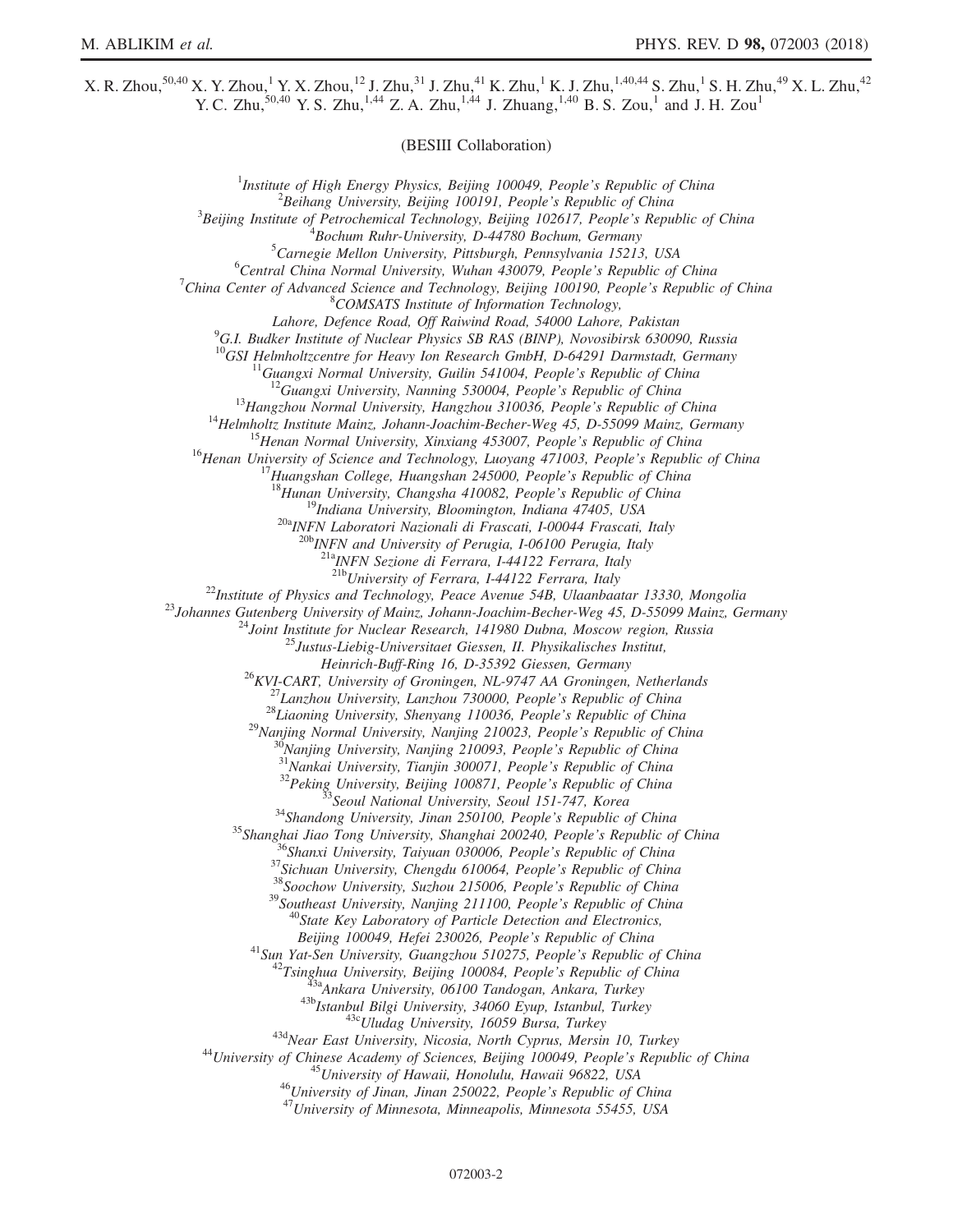X. R. Zhou,[50,40] X. Y. Zhou,[1] Y. X. Zhou,[12] J. Zhu,[31] J. Zhu,[41] K. Zhu,[1] K. J. Zhu,[1,40,44] S. Zhu,[1] S. H. Zhu,[49] X. L. Zhu,[42] Y. C. Zhu,[50,40] Y. S. Zhu,[1,44] Z. A. Zhu,[1,44] J. Zhuang,[1,40] B. S. Zou,[1] and J. H. Zou[1]

(BESIII Collaboration)

[1]*Institute of High Energy Physics, Beijing 100049, People's Republic of China*
[2]*Beihang University, Beijing 100191, People's Republic of China*
[3]*Beijing Institute of Petrochemical Technology, Beijing 102617, People's Republic of China*
[4]*Bochum Ruhr-University, D-44780 Bochum, Germany*
[5]*Carnegie Mellon University, Pittsburgh, Pennsylvania 15213, USA*
[6]*Central China Normal University, Wuhan 430079, People's Republic of China*
[7]*China Center of Advanced Science and Technology, Beijing 100190, People's Republic of China*
[8]*COMSATS Institute of Information Technology, Lahore, Defence Road, Off Raiwind Road, 54000 Lahore, Pakistan*
[9]*G.I. Budker Institute of Nuclear Physics SB RAS (BINP), Novosibirsk 630090, Russia*
[10]*GSI Helmholtzcentre for Heavy Ion Research GmbH, D-64291 Darmstadt, Germany*
[11]*Guangxi Normal University, Guilin 541004, People's Republic of China*
[12]*Guangxi University, Nanning 530004, People's Republic of China*
[13]*Hangzhou Normal University, Hangzhou 310036, People's Republic of China*
[14]*Helmholtz Institute Mainz, Johann-Joachim-Becher-Weg 45, D-55099 Mainz, Germany*
[15]*Henan Normal University, Xinxiang 453007, People's Republic of China*
[16]*Henan University of Science and Technology, Luoyang 471003, People's Republic of China*
[17]*Huangshan College, Huangshan 245000, People's Republic of China*
[18]*Hunan University, Changsha 410082, People's Republic of China*
[19]*Indiana University, Bloomington, Indiana 47405, USA*
[20a]*INFN Laboratori Nazionali di Frascati, I-00044 Frascati, Italy*
[20b]*INFN and University of Perugia, I-06100 Perugia, Italy*
[21a]*INFN Sezione di Ferrara, I-44122 Ferrara, Italy*
[21b]*University of Ferrara, I-44122 Ferrara, Italy*
[22]*Institute of Physics and Technology, Peace Avenue 54B, Ulaanbaatar 13330, Mongolia*
[23]*Johannes Gutenberg University of Mainz, Johann-Joachim-Becher-Weg 45, D-55099 Mainz, Germany*
[24]*Joint Institute for Nuclear Research, 141980 Dubna, Moscow region, Russia*
[25]*Justus-Liebig-Universitaet Giessen, II. Physikalisches Institut, Heinrich-Buff-Ring 16, D-35392 Giessen, Germany*
[26]*KVI-CART, University of Groningen, NL-9747 AA Groningen, Netherlands*
[27]*Lanzhou University, Lanzhou 730000, People's Republic of China*
[28]*Liaoning University, Shenyang 110036, People's Republic of China*
[29]*Nanjing Normal University, Nanjing 210023, People's Republic of China*
[30]*Nanjing University, Nanjing 210093, People's Republic of China*
[31]*Nankai University, Tianjin 300071, People's Republic of China*
[32]*Peking University, Beijing 100871, People's Republic of China*
[33]*Seoul National University, Seoul 151-747, Korea*
[34]*Shandong University, Jinan 250100, People's Republic of China*
[35]*Shanghai Jiao Tong University, Shanghai 200240, People's Republic of China*
[36]*Shanxi University, Taiyuan 030006, People's Republic of China*
[37]*Sichuan University, Chengdu 610064, People's Republic of China*
[38]*Soochow University, Suzhou 215006, People's Republic of China*
[39]*Southeast University, Nanjing 211100, People's Republic of China*
[40]*State Key Laboratory of Particle Detection and Electronics, Beijing 100049, Hefei 230026, People's Republic of China*
[41]*Sun Yat-Sen University, Guangzhou 510275, People's Republic of China*
[42]*Tsinghua University, Beijing 100084, People's Republic of China*
[43a]*Ankara University, 06100 Tandogan, Ankara, Turkey*
[43b]*Istanbul Bilgi University, 34060 Eyup, Istanbul, Turkey*
[43c]*Uludag University, 16059 Bursa, Turkey*
[43d]*Near East University, Nicosia, North Cyprus, Mersin 10, Turkey*
[44]*University of Chinese Academy of Sciences, Beijing 100049, People's Republic of China*
[45]*University of Hawaii, Honolulu, Hawaii 96822, USA*
[46]*University of Jinan, Jinan 250022, People's Republic of China*
[47]*University of Minnesota, Minneapolis, Minnesota 55455, USA*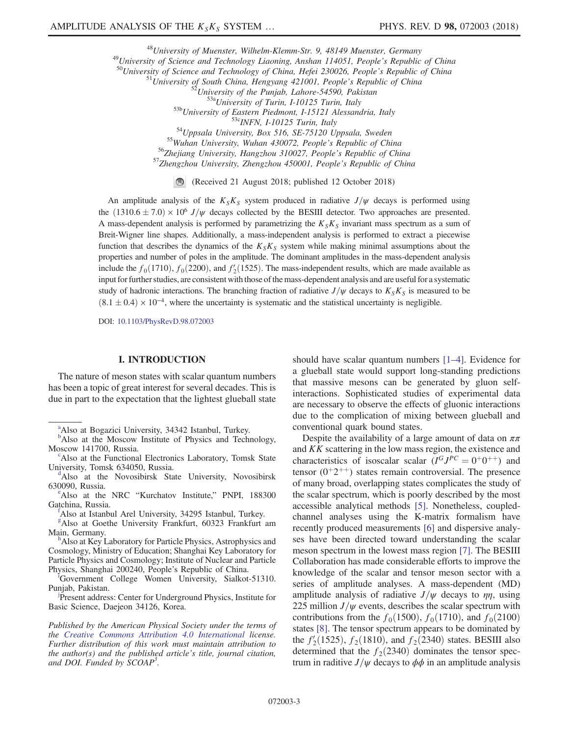[48]University of Muenster, Wilhelm-Klemm-Str. 9, 48149 Muenster, Germany
[49]University of Science and Technology Liaoning, Anshan 114051, People's Republic of China
[50]University of Science and Technology of China, Hefei 230026, People's Republic of China
[51]University of South China, Hengyang 421001, People's Republic of China
[52]University of the Punjab, Lahore-54590, Pakistan
[53a]University of Turin, I-10125 Turin, Italy
[53b]University of Eastern Piedmont, I-15121 Alessandria, Italy
[53c]INFN, I-10125 Turin, Italy
[54]Uppsala University, Box 516, SE-75120 Uppsala, Sweden
[55]Wuhan University, Wuhan 430072, People's Republic of China
[56]Zhejiang University, Hangzhou 310027, People's Republic of China
[57]Zhengzhou University, Zhengzhou 450001, People's Republic of China

(Received 21 August 2018; published 12 October 2018)

An amplitude analysis of the $K_SK_S$ system produced in radiative $J/\psi$ decays is performed using the $(1310.6 \pm 7.0) \times 10^6$ $J/\psi$ decays collected by the BESIII detector. Two approaches are presented. A mass-dependent analysis is performed by parametrizing the $K_SK_S$ invariant mass spectrum as a sum of Breit-Wigner line shapes. Additionally, a mass-independent analysis is performed to extract a piecewise function that describes the dynamics of the $K_SK_S$ system while making minimal assumptions about the properties and number of poles in the amplitude. The dominant amplitudes in the mass-dependent analysis include the $f_0(1710)$, $f_0(2200)$, and $f_2'(1525)$. The mass-independent results, which are made available as input for further studies, are consistent with those of the mass-dependent analysis and are useful for a systematic study of hadronic interactions. The branching fraction of radiative $J/\psi$ decays to $K_SK_S$ is measured to be $(8.1 \pm 0.4) \times 10^{-4}$, where the uncertainty is systematic and the statistical uncertainty is negligible.

DOI: 10.1103/PhysRevD.98.072003

## I. INTRODUCTION

The nature of meson states with scalar quantum numbers has been a topic of great interest for several decades. This is due in part to the expectation that the lightest glueball state should have scalar quantum numbers [1–4]. Evidence for a glueball state would support long-standing predictions that massive mesons can be generated by gluon self-interactions. Sophisticated studies of experimental data are necessary to observe the effects of gluonic interactions due to the complication of mixing between glueball and conventional quark bound states.

Despite the availability of a large amount of data on $\pi\pi$ and $KK$ scattering in the low mass region, the existence and characteristics of isoscalar scalar ($I^GJ^{PC} = 0^+0^{++}$) and tensor ($0^+2^{++}$) states remain controversial. The presence of many broad, overlapping states complicates the study of the scalar spectrum, which is poorly described by the most accessible analytical methods [5]. Nonetheless, coupled-channel analyses using the K-matrix formalism have recently produced measurements [6] and dispersive analyses have been directed toward understanding the scalar meson spectrum in the lowest mass region [7]. The BESIII Collaboration has made considerable efforts to improve the knowledge of the scalar and tensor meson sector with a series of amplitude analyses. A mass-dependent (MD) amplitude analysis of radiative $J/\psi$ decays to $\eta\eta$, using 225 million $J/\psi$ events, describes the scalar spectrum with contributions from the $f_0(1500)$, $f_0(1710)$, and $f_0(2100)$ states [8]. The tensor spectrum appears to be dominated by the $f_2'(1525)$, $f_2(1810)$, and $f_2(2340)$ states. BESIII also determined that the $f_2(2340)$ dominates the tensor spectrum in raditive $J/\psi$ decays to $\phi\phi$ in an amplitude analysis

[a]Also at Bogazici University, 34342 Istanbul, Turkey.
[b]Also at the Moscow Institute of Physics and Technology, Moscow 141700, Russia.
[c]Also at the Functional Electronics Laboratory, Tomsk State University, Tomsk 634050, Russia.
[d]Also at the Novosibirsk State University, Novosibirsk 630090, Russia.
[e]Also at the NRC "Kurchatov Institute," PNPI, 188300 Gatchina, Russia.
[f]Also at Istanbul Arel University, 34295 Istanbul, Turkey.
[g]Also at Goethe University Frankfurt, 60323 Frankfurt am Main, Germany.
[h]Also at Key Laboratory for Particle Physics, Astrophysics and Cosmology, Ministry of Education; Shanghai Key Laboratory for Particle Physics and Cosmology; Institute of Nuclear and Particle Physics, Shanghai 200240, People's Republic of China.
[i]Government College Women University, Sialkot-51310. Punjab, Pakistan.
[j]Present address: Center for Underground Physics, Institute for Basic Science, Daejeon 34126, Korea.

*Published by the American Physical Society under the terms of the Creative Commons Attribution 4.0 International license. Further distribution of this work must maintain attribution to the author(s) and the published article's title, journal citation, and DOI. Funded by SCOAP³.*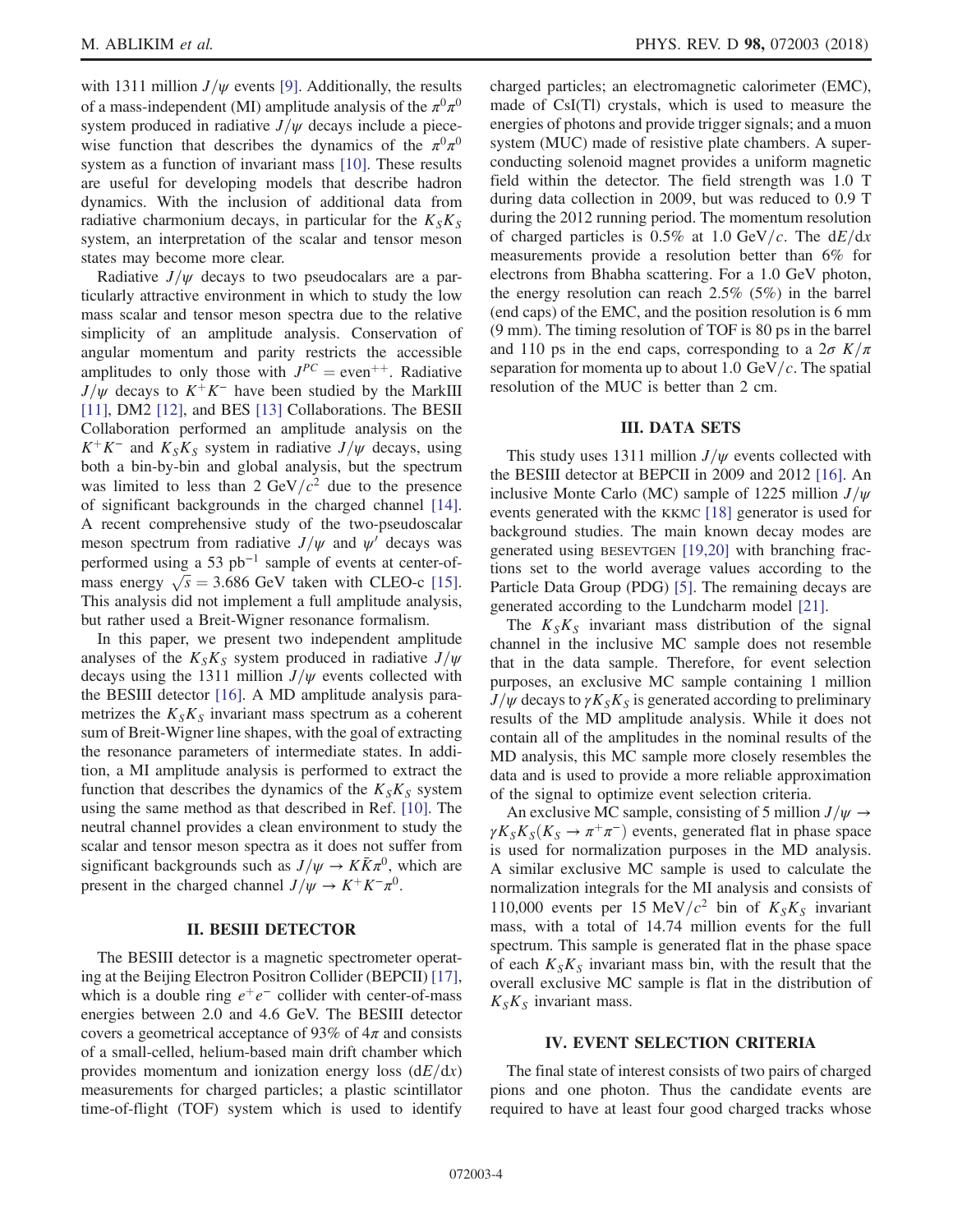with 1311 million $J/\psi$ events [9]. Additionally, the results of a mass-independent (MI) amplitude analysis of the $\pi^0\pi^0$ system produced in radiative $J/\psi$ decays include a piecewise function that describes the dynamics of the $\pi^0\pi^0$ system as a function of invariant mass [10]. These results are useful for developing models that describe hadron dynamics. With the inclusion of additional data from radiative charmonium decays, in particular for the $K_SK_S$ system, an interpretation of the scalar and tensor meson states may become more clear.

Radiative $J/\psi$ decays to two pseudocalars are a particularly attractive environment in which to study the low mass scalar and tensor meson spectra due to the relative simplicity of an amplitude analysis. Conservation of angular momentum and parity restricts the accessible amplitudes to only those with $J^{PC} = \text{even}^{++}$. Radiative $J/\psi$ decays to $K^+K^-$ have been studied by the MarkIII [11], DM2 [12], and BES [13] Collaborations. The BESII Collaboration performed an amplitude analysis on the $K^+K^-$ and $K_SK_S$ system in radiative $J/\psi$ decays, using both a bin-by-bin and global analysis, but the spectrum was limited to less than 2 GeV$/c^2$ due to the presence of significant backgrounds in the charged channel [14]. A recent comprehensive study of the two-pseudoscalar meson spectrum from radiative $J/\psi$ and $\psi'$ decays was performed using a 53 pb$^{-1}$ sample of events at center-of-mass energy $\sqrt{s} = 3.686$ GeV taken with CLEO-c [15]. This analysis did not implement a full amplitude analysis, but rather used a Breit-Wigner resonance formalism.

In this paper, we present two independent amplitude analyses of the $K_SK_S$ system produced in radiative $J/\psi$ decays using the 1311 million $J/\psi$ events collected with the BESIII detector [16]. A MD amplitude analysis parametrizes the $K_SK_S$ invariant mass spectrum as a coherent sum of Breit-Wigner line shapes, with the goal of extracting the resonance parameters of intermediate states. In addition, a MI amplitude analysis is performed to extract the function that describes the dynamics of the $K_SK_S$ system using the same method as that described in Ref. [10]. The neutral channel provides a clean environment to study the scalar and tensor meson spectra as it does not suffer from significant backgrounds such as $J/\psi \to K\bar{K}\pi^0$, which are present in the charged channel $J/\psi \to K^+K^-\pi^0$.

## II. BESIII DETECTOR

The BESIII detector is a magnetic spectrometer operating at the Beijing Electron Positron Collider (BEPCII) [17], which is a double ring $e^+e^-$ collider with center-of-mass energies between 2.0 and 4.6 GeV. The BESIII detector covers a geometrical acceptance of 93% of $4\pi$ and consists of a small-celled, helium-based main drift chamber which provides momentum and ionization energy loss ($\mathrm{d}E/\mathrm{d}x$) measurements for charged particles; a plastic scintillator time-of-flight (TOF) system which is used to identify charged particles; an electromagnetic calorimeter (EMC), made of CsI(Tl) crystals, which is used to measure the energies of photons and provide trigger signals; and a muon system (MUC) made of resistive plate chambers. A superconducting solenoid magnet provides a uniform magnetic field within the detector. The field strength was 1.0 T during data collection in 2009, but was reduced to 0.9 T during the 2012 running period. The momentum resolution of charged particles is 0.5% at 1.0 GeV$/c$. The $\mathrm{d}E/\mathrm{d}x$ measurements provide a resolution better than 6% for electrons from Bhabha scattering. For a 1.0 GeV photon, the energy resolution can reach 2.5% (5%) in the barrel (end caps) of the EMC, and the position resolution is 6 mm (9 mm). The timing resolution of TOF is 80 ps in the barrel and 110 ps in the end caps, corresponding to a $2\sigma$ $K/\pi$ separation for momenta up to about 1.0 GeV$/c$. The spatial resolution of the MUC is better than 2 cm.

## III. DATA SETS

This study uses 1311 million $J/\psi$ events collected with the BESIII detector at BEPCII in 2009 and 2012 [16]. An inclusive Monte Carlo (MC) sample of 1225 million $J/\psi$ events generated with the KKMC [18] generator is used for background studies. The main known decay modes are generated using BESEVTGEN [19,20] with branching fractions set to the world average values according to the Particle Data Group (PDG) [5]. The remaining decays are generated according to the Lundcharm model [21].

The $K_SK_S$ invariant mass distribution of the signal channel in the inclusive MC sample does not resemble that in the data sample. Therefore, for event selection purposes, an exclusive MC sample containing 1 million $J/\psi$ decays to $\gamma K_SK_S$ is generated according to preliminary results of the MD amplitude analysis. While it does not contain all of the amplitudes in the nominal results of the MD analysis, this MC sample more closely resembles the data and is used to provide a more reliable approximation of the signal to optimize event selection criteria.

An exclusive MC sample, consisting of 5 million $J/\psi \to \gamma K_SK_S(K_S \to \pi^+\pi^-)$ events, generated flat in phase space is used for normalization purposes in the MD analysis. A similar exclusive MC sample is used to calculate the normalization integrals for the MI analysis and consists of 110,000 events per 15 MeV$/c^2$ bin of $K_SK_S$ invariant mass, with a total of 14.74 million events for the full spectrum. This sample is generated flat in the phase space of each $K_SK_S$ invariant mass bin, with the result that the overall exclusive MC sample is flat in the distribution of $K_SK_S$ invariant mass.

## IV. EVENT SELECTION CRITERIA

The final state of interest consists of two pairs of charged pions and one photon. Thus the candidate events are required to have at least four good charged tracks whose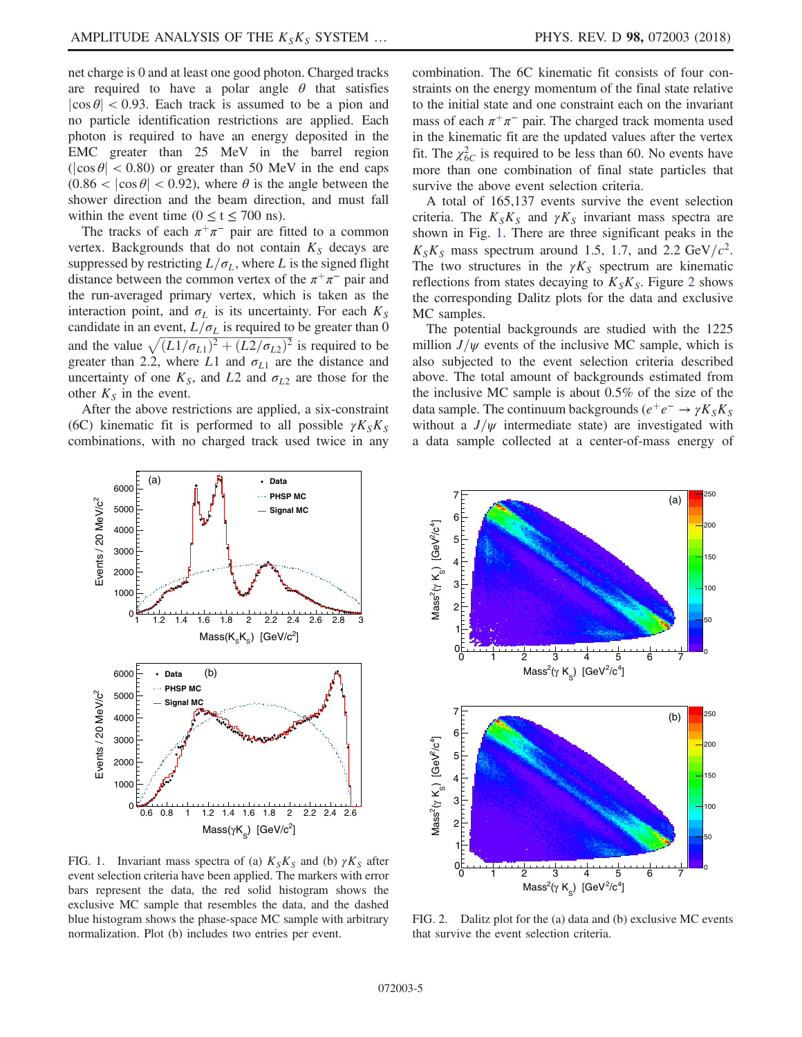net charge is 0 and at least one good photon. Charged tracks are required to have a polar angle $\theta$ that satisfies $|\cos\theta| < 0.93$. Each track is assumed to be a pion and no particle identification restrictions are applied. Each photon is required to have an energy deposited in the EMC greater than 25 MeV in the barrel region ($|\cos\theta| < 0.80$) or greater than 50 MeV in the end caps ($0.86 < |\cos\theta| < 0.92$), where $\theta$ is the angle between the shower direction and the beam direction, and must fall within the event time ($0 \leq t \leq 700$ ns).

The tracks of each $\pi^+\pi^-$ pair are fitted to a common vertex. Backgrounds that do not contain $K_S$ decays are suppressed by restricting $L/\sigma_L$, where $L$ is the signed flight distance between the common vertex of the $\pi^+\pi^-$ pair and the run-averaged primary vertex, which is taken as the interaction point, and $\sigma_L$ is its uncertainty. For each $K_S$ candidate in an event, $L/\sigma_L$ is required to be greater than 0 and the value $\sqrt{(L1/\sigma_{L1})^2 + (L2/\sigma_{L2})^2}$ is required to be greater than 2.2, where $L1$ and $\sigma_{L1}$ are the distance and uncertainty of one $K_S$, and $L2$ and $\sigma_{L2}$ are those for the other $K_S$ in the event.

After the above restrictions are applied, a six-constraint (6C) kinematic fit is performed to all possible $\gamma K_S K_S$ combinations, with no charged track used twice in any combination. The 6C kinematic fit consists of four constraints on the energy momentum of the final state relative to the initial state and one constraint each on the invariant mass of each $\pi^+\pi^-$ pair. The charged track momenta used in the kinematic fit are the updated values after the vertex fit. The $\chi^2_{6C}$ is required to be less than 60. No events have more than one combination of final state particles that survive the above event selection criteria.

A total of 165,137 events survive the event selection criteria. The $K_S K_S$ and $\gamma K_S$ invariant mass spectra are shown in Fig. 1. There are three significant peaks in the $K_S K_S$ mass spectrum around 1.5, 1.7, and 2.2 GeV$/c^2$. The two structures in the $\gamma K_S$ spectrum are kinematic reflections from states decaying to $K_S K_S$. Figure 2 shows the corresponding Dalitz plots for the data and exclusive MC samples.

The potential backgrounds are studied with the 1225 million $J/\psi$ events of the inclusive MC sample, which is also subjected to the event selection criteria described above. The total amount of backgrounds estimated from the inclusive MC sample is about 0.5% of the size of the data sample. The continuum backgrounds ($e^+e^- \to \gamma K_S K_S$ without a $J/\psi$ intermediate state) are investigated with a data sample collected at a center-of-mass energy of

FIG. 1. Invariant mass spectra of (a) $K_S K_S$ and (b) $\gamma K_S$ after event selection criteria have been applied. The markers with error bars represent the data, the red solid histogram shows the exclusive MC sample that resembles the data, and the dashed blue histogram shows the phase-space MC sample with arbitrary normalization. Plot (b) includes two entries per event.

FIG. 2. Dalitz plot for the (a) data and (b) exclusive MC events that survive the event selection criteria.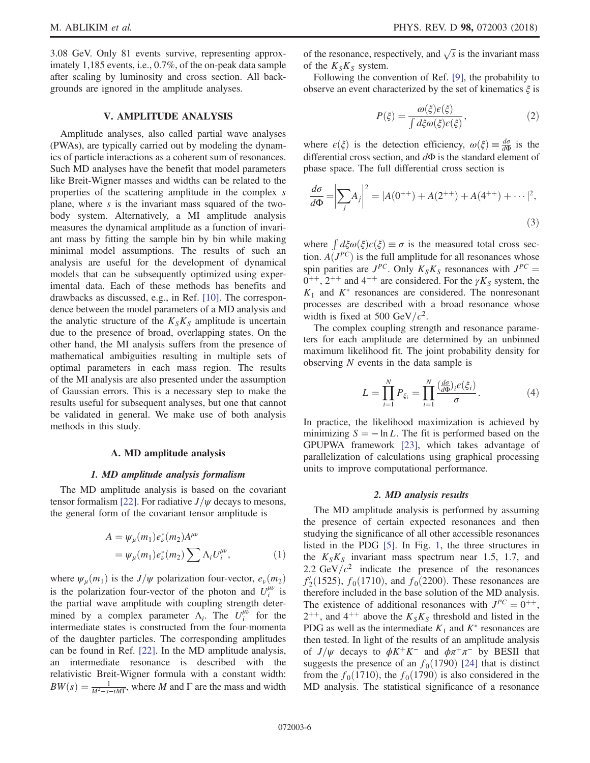3.08 GeV. Only 81 events survive, representing approximately 1,185 events, i.e., 0.7%, of the on-peak data sample after scaling by luminosity and cross section. All backgrounds are ignored in the amplitude analyses.

## V. AMPLITUDE ANALYSIS

Amplitude analyses, also called partial wave analyses (PWAs), are typically carried out by modeling the dynamics of particle interactions as a coherent sum of resonances. Such MD analyses have the benefit that model parameters like Breit-Wigner masses and widths can be related to the properties of the scattering amplitude in the complex $s$ plane, where $s$ is the invariant mass squared of the two-body system. Alternatively, a MI amplitude analysis measures the dynamical amplitude as a function of invariant mass by fitting the sample bin by bin while making minimal model assumptions. The results of such an analysis are useful for the development of dynamical models that can be subsequently optimized using experimental data. Each of these methods has benefits and drawbacks as discussed, e.g., in Ref. [10]. The correspondence between the model parameters of a MD analysis and the analytic structure of the $K_SK_S$ amplitude is uncertain due to the presence of broad, overlapping states. On the other hand, the MI analysis suffers from the presence of mathematical ambiguities resulting in multiple sets of optimal parameters in each mass region. The results of the MI analysis are also presented under the assumption of Gaussian errors. This is a necessary step to make the results useful for subsequent analyses, but one that cannot be validated in general. We make use of both analysis methods in this study.

### A. MD amplitude analysis

#### 1. MD amplitude analysis formalism

The MD amplitude analysis is based on the covariant tensor formalism [22]. For radiative $J/\psi$ decays to mesons, the general form of the covariant tensor amplitude is

$$
\begin{aligned}
A &= \psi_\mu(m_1)e_\nu^*(m_2)A^{\mu\nu} \\
&= \psi_\mu(m_1)e_\nu^*(m_2)\sum \Lambda_i U_i^{\mu\nu},
\end{aligned}
\tag{1}
$$

where $\psi_\mu(m_1)$ is the $J/\psi$ polarization four-vector, $e_\nu(m_2)$ is the polarization four-vector of the photon and $U_i^{\mu\nu}$ is the partial wave amplitude with coupling strength determined by a complex parameter $\Lambda_i$. The $U_i^{\mu\nu}$ for the intermediate states is constructed from the four-momenta of the daughter particles. The corresponding amplitudes can be found in Ref. [22]. In the MD amplitude analysis, an intermediate resonance is described with the relativistic Breit-Wigner formula with a constant width: $BW(s) = \frac{1}{M^2 - s - iM\Gamma}$, where $M$ and $\Gamma$ are the mass and width of the resonance, respectively, and $\sqrt{s}$ is the invariant mass of the $K_SK_S$ system.

Following the convention of Ref. [9], the probability to observe an event characterized by the set of kinematics $\xi$ is

$$
P(\xi) = \frac{\omega(\xi)\epsilon(\xi)}{\int d\xi \omega(\xi)\epsilon(\xi)},
\tag{2}
$$

where $\epsilon(\xi)$ is the detection efficiency, $\omega(\xi) \equiv \frac{d\sigma}{d\Phi}$ is the differential cross section, and $d\Phi$ is the standard element of phase space. The full differential cross section is

$$
\frac{d\sigma}{d\Phi} = \left|\sum_j A_j\right|^2 = |A(0^{++}) + A(2^{++}) + A(4^{++}) + \cdots|^2,
\tag{3}
$$

where $\int d\xi\omega(\xi)\epsilon(\xi) \equiv \sigma$ is the measured total cross section. $A(J^{PC})$ is the full amplitude for all resonances whose spin parities are $J^{PC}$. Only $K_SK_S$ resonances with $J^{PC} = 0^{++}$, $2^{++}$ and $4^{++}$ are considered. For the $\gamma K_S$ system, the $K_1$ and $K^*$ resonances are considered. The nonresonant processes are described with a broad resonance whose width is fixed at 500 GeV$/c^2$.

The complex coupling strength and resonance parameters for each amplitude are determined by an unbinned maximum likelihood fit. The joint probability density for observing $N$ events in the data sample is

$$
L = \prod_{i=1}^{N} P_{\xi_i} = \prod_{i=1}^{N} \frac{(\frac{d\sigma}{d\Phi})_i \epsilon(\xi_i)}{\sigma}.
\tag{4}
$$

In practice, the likelihood maximization is achieved by minimizing $S = -\ln L$. The fit is performed based on the GPUPWA framework [23], which takes advantage of parallelization of calculations using graphical processing units to improve computational performance.

#### 2. MD analysis results

The MD amplitude analysis is performed by assuming the presence of certain expected resonances and then studying the significance of all other accessible resonances listed in the PDG [5]. In Fig. 1, the three structures in the $K_SK_S$ invariant mass spectrum near 1.5, 1.7, and 2.2 GeV$/c^2$ indicate the presence of the resonances $f_2'(1525)$, $f_0(1710)$, and $f_0(2200)$. These resonances are therefore included in the base solution of the MD analysis. The existence of additional resonances with $J^{PC} = 0^{++}$, $2^{++}$, and $4^{++}$ above the $K_SK_S$ threshold and listed in the PDG as well as the intermediate $K_1$ and $K^*$ resonances are then tested. In light of the results of an amplitude analysis of $J/\psi$ decays to $\phi K^+K^-$ and $\phi\pi^+\pi^-$ by BESII that suggests the presence of an $f_0(1790)$ [24] that is distinct from the $f_0(1710)$, the $f_0(1790)$ is also considered in the MD analysis. The statistical significance of a resonance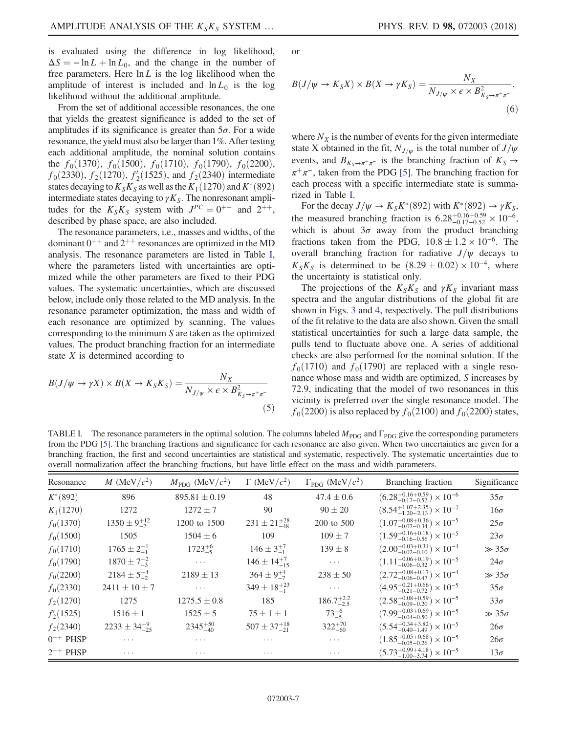is evaluated using the difference in log likelihood, $\Delta S = -\ln L + \ln L_0$, and the change in the number of free parameters. Here $\ln L$ is the log likelihood when the amplitude of interest is included and $\ln L_0$ is the log likelihood without the additional amplitude.

From the set of additional accessible resonances, the one that yields the greatest significance is added to the set of amplitudes if its significance is greater than $5\sigma$. For a wide resonance, the yield must also be larger than 1%. After testing each additional amplitude, the nominal solution contains the $f_0(1370)$, $f_0(1500)$, $f_0(1710)$, $f_0(1790)$, $f_0(2200)$, $f_0(2330)$, $f_2(1270)$, $f_2'(1525)$, and $f_2(2340)$ intermediate states decaying to $K_SK_S$ as well as the $K_1(1270)$ and $K^*(892)$ intermediate states decaying to $\gamma K_S$. The nonresonant amplitudes for the $K_SK_S$ system with $J^{PC} = 0^{++}$ and $2^{++}$, described by phase space, are also included.

The resonance parameters, i.e., masses and widths, of the dominant $0^{++}$ and $2^{++}$ resonances are optimized in the MD analysis. The resonance parameters are listed in Table I, where the parameters listed with uncertainties are optimized while the other parameters are fixed to their PDG values. The systematic uncertainties, which are discussed below, include only those related to the MD analysis. In the resonance parameter optimization, the mass and width of each resonance are optimized by scanning. The values corresponding to the minimum $S$ are taken as the optimized values. The product branching fraction for an intermediate state $X$ is determined according to

$$B(J/\psi \to \gamma X) \times B(X \to K_SK_S) = \frac{N_X}{N_{J/\psi} \times \epsilon \times B^2_{K_S \to \pi^+\pi^-}} \tag{5}$$

or

$$B(J/\psi \to K_SX) \times B(X \to \gamma K_S) = \frac{N_X}{N_{J/\psi} \times \epsilon \times B^2_{K_S \to \pi^+\pi^-}}, \tag{6}$$

where $N_X$ is the number of events for the given intermediate state X obtained in the fit, $N_{J/\psi}$ is the total number of $J/\psi$ events, and $B_{K_S \to \pi^+\pi^-}$ is the branching fraction of $K_S \to \pi^+\pi^-$, taken from the PDG [5]. The branching fraction for each process with a specific intermediate state is summarized in Table I.

For the decay $J/\psi \to K_SK^*(892)$ with $K^*(892) \to \gamma K_S$, the measured branching fraction is $6.28^{+0.16+0.59}_{-0.17-0.52} \times 10^{-6}$, which is about $3\sigma$ away from the product branching fractions taken from the PDG, $10.8 \pm 1.2 \times 10^{-6}$. The overall branching fraction for radiative $J/\psi$ decays to $K_SK_S$ is determined to be $(8.29 \pm 0.02) \times 10^{-4}$, where the uncertainty is statistical only.

The projections of the $K_SK_S$ and $\gamma K_S$ invariant mass spectra and the angular distributions of the global fit are shown in Figs. 3 and 4, respectively. The pull distributions of the fit relative to the data are also shown. Given the small statistical uncertainties for such a large data sample, the pulls tend to fluctuate above one. A series of additional checks are also performed for the nominal solution. If the $f_0(1710)$ and $f_0(1790)$ are replaced with a single resonance whose mass and width are optimized, $S$ increases by 72.9, indicating that the model of two resonances in this vicinity is preferred over the single resonance model. The $f_0(2200)$ is also replaced by $f_0(2100)$ and $f_0(2200)$ states,

TABLE I. The resonance parameters in the optimal solution. The columns labeled $M_{\rm PDG}$ and $\Gamma_{\rm PDG}$ give the corresponding parameters from the PDG [5]. The branching fractions and significance for each resonance are also given. When two uncertainties are given for a branching fraction, the first and second uncertainties are statistical and systematic, respectively. The systematic uncertainties due to overall normalization affect the branching fractions, but have little effect on the mass and width parameters.

| Resonance | $M$ (MeV/$c^2$) | $M_{\rm PDG}$ (MeV/$c^2$) | $\Gamma$ (MeV/$c^2$) | $\Gamma_{\rm PDG}$ (MeV/$c^2$) | Branching fraction | Significance |
|---|---|---|---|---|---|---|
| $K^*(892)$ | 896 | $895.81 \pm 0.19$ | 48 | $47.4 \pm 0.6$ | $(6.28^{+0.16+0.59}_{-0.17-0.52}) \times 10^{-6}$ | $35\sigma$ |
| $K_1(1270)$ | 1272 | $1272 \pm 7$ | 90 | $90 \pm 20$ | $(8.54^{+1.07+2.35}_{-1.20-2.13}) \times 10^{-7}$ | $16\sigma$ |
| $f_0(1370)$ | $1350 \pm 9^{+12}_{-2}$ | 1200 to 1500 | $231 \pm 21^{+28}_{-48}$ | 200 to 500 | $(1.07^{+0.08+0.36}_{-0.07-0.34}) \times 10^{-5}$ | $25\sigma$ |
| $f_0(1500)$ | 1505 | $1504 \pm 6$ | 109 | $109 \pm 7$ | $(1.59^{+0.16+0.18}_{-0.16-0.56}) \times 10^{-5}$ | $23\sigma$ |
| $f_0(1710)$ | $1765 \pm 2^{+1}_{-1}$ | $1723^{+6}_{-5}$ | $146 \pm 3^{+7}_{-1}$ | $139 \pm 8$ | $(2.00^{+0.03+0.31}_{-0.02-0.10}) \times 10^{-4}$ | $\gg 35\sigma$ |
| $f_0(1790)$ | $1870 \pm 7^{+2}_{-3}$ | ... | $146 \pm 14^{+7}_{-15}$ | ... | $(1.11^{+0.06+0.19}_{-0.06-0.32}) \times 10^{-5}$ | $24\sigma$ |
| $f_0(2200)$ | $2184 \pm 5^{+4}_{-2}$ | $2189 \pm 13$ | $364 \pm 9^{+4}_{-7}$ | $238 \pm 50$ | $(2.72^{+0.08+0.17}_{-0.06-0.47}) \times 10^{-4}$ | $\gg 35\sigma$ |
| $f_0(2330)$ | $2411 \pm 10 \pm 7$ | ... | $349 \pm 18^{+23}_{-1}$ | ... | $(4.95^{+0.21+0.66}_{-0.21-0.72}) \times 10^{-5}$ | $35\sigma$ |
| $f_2(1270)$ | 1275 | $1275.5 \pm 0.8$ | 185 | $186.7^{+2.2}_{-2.5}$ | $(2.58^{+0.08+0.59}_{-0.09-0.20}) \times 10^{-5}$ | $33\sigma$ |
| $f_2'(1525)$ | $1516 \pm 1$ | $1525 \pm 5$ | $75 \pm 1 \pm 1$ | $73^{+6}_{-5}$ | $(7.99^{+0.03+0.69}_{-0.04-0.50}) \times 10^{-5}$ | $\gg 35\sigma$ |
| $f_2(2340)$ | $2233 \pm 34^{+9}_{-25}$ | $2345^{+50}_{-40}$ | $507 \pm 37^{+18}_{-21}$ | $322^{+70}_{-60}$ | $(5.54^{+0.34+3.82}_{-0.40-1.49}) \times 10^{-5}$ | $26\sigma$ |
| $0^{++}$ PHSP | ... | ... | ... | ... | $(1.85^{+0.05+0.68}_{-0.05-0.26}) \times 10^{-5}$ | $26\sigma$ |
| $2^{++}$ PHSP | ... | ... | ... | ... | $(5.73^{+0.99+4.18}_{-1.00-3.74}) \times 10^{-5}$ | $13\sigma$ |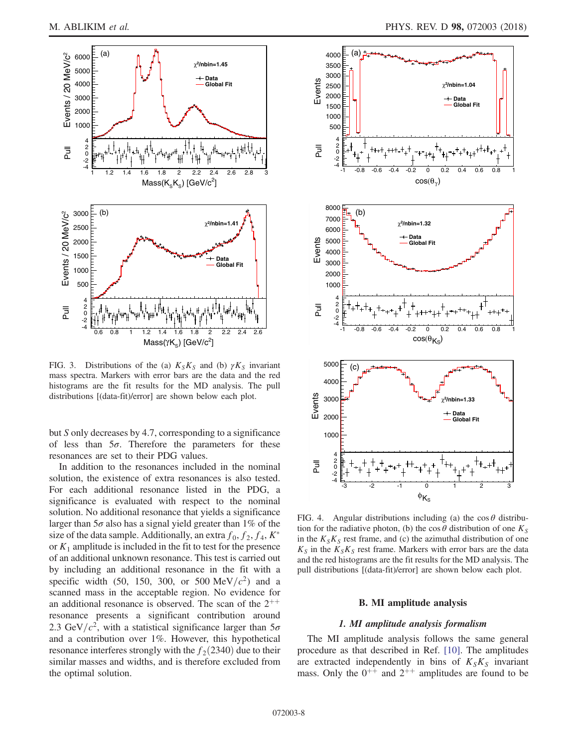FIG. 3. Distributions of the (a) $K_SK_S$ and (b) $\gamma K_S$ invariant mass spectra. Markers with error bars are the data and the red histograms are the fit results for the MD analysis. The pull distributions [(data-fit)/error] are shown below each plot.

but $S$ only decreases by 4.7, corresponding to a significance of less than $5\sigma$. Therefore the parameters for these resonances are set to their PDG values.

In addition to the resonances included in the nominal solution, the existence of extra resonances is also tested. For each additional resonance listed in the PDG, a significance is evaluated with respect to the nominal solution. No additional resonance that yields a significance larger than $5\sigma$ also has a signal yield greater than 1% of the size of the data sample. Additionally, an extra $f_0$, $f_2$, $f_4$, $K^*$ or $K_1$ amplitude is included in the fit to test for the presence of an additional unknown resonance. This test is carried out by including an additional resonance in the fit with a specific width (50, 150, 300, or 500 $\mathrm{MeV}/c^2$) and a scanned mass in the acceptable region. No evidence for an additional resonance is observed. The scan of the $2^{++}$ resonance presents a significant contribution around 2.3 $\mathrm{GeV}/c^2$, with a statistical significance larger than $5\sigma$ and a contribution over 1%. However, this hypothetical resonance interferes strongly with the $f_2(2340)$ due to their similar masses and widths, and is therefore excluded from the optimal solution.

FIG. 4. Angular distributions including (a) the $\cos\theta$ distribution for the radiative photon, (b) the $\cos\theta$ distribution of one $K_S$ in the $K_SK_S$ rest frame, and (c) the azimuthal distribution of one $K_S$ in the $K_SK_S$ rest frame. Markers with error bars are the data and the red histograms are the fit results for the MD analysis. The pull distributions [(data-fit)/error] are shown below each plot.

### B. MI amplitude analysis

#### *1. MI amplitude analysis formalism*

The MI amplitude analysis follows the same general procedure as that described in Ref. [10]. The amplitudes are extracted independently in bins of $K_SK_S$ invariant mass. Only the $0^{++}$ and $2^{++}$ amplitudes are found to be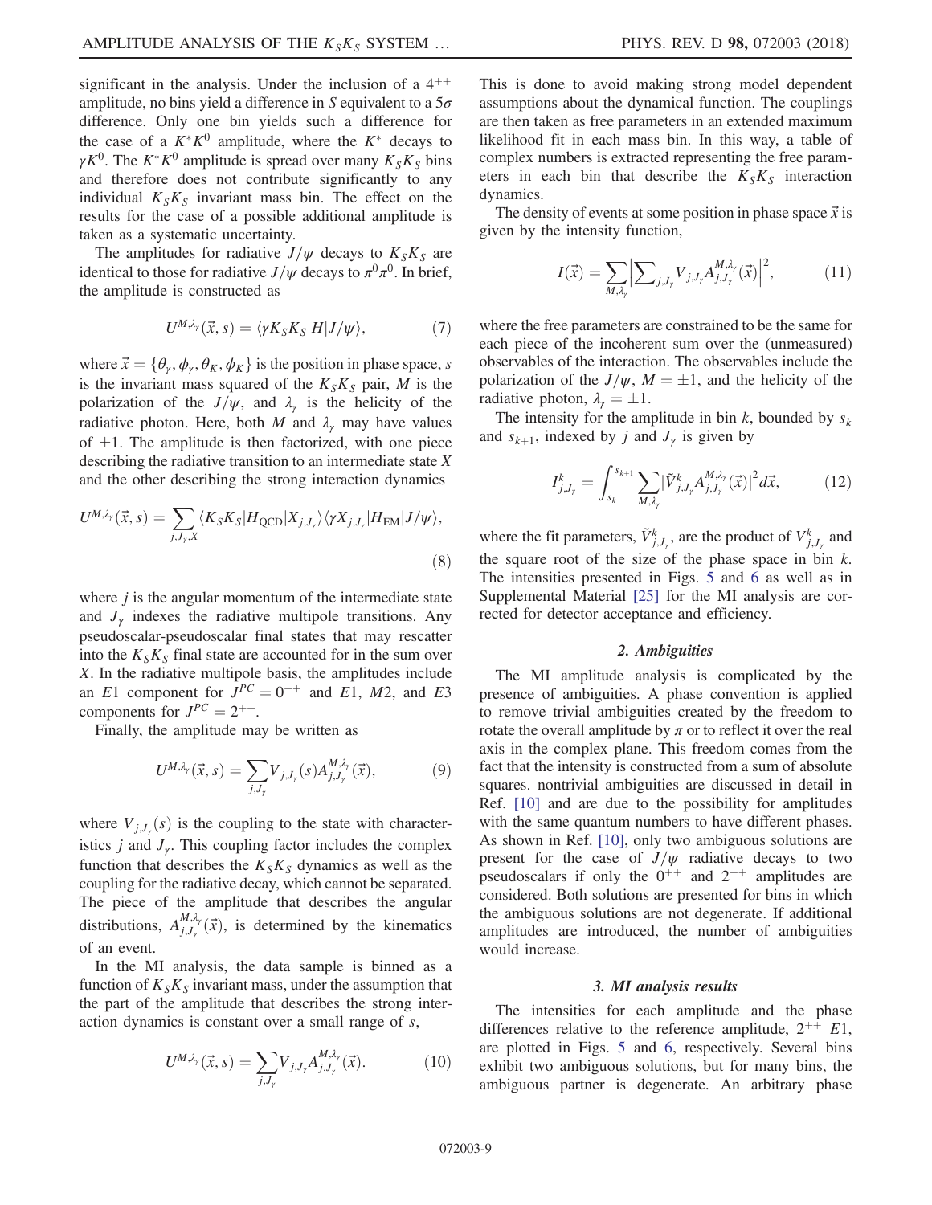significant in the analysis. Under the inclusion of a $4^{++}$ amplitude, no bins yield a difference in $S$ equivalent to a $5\sigma$ difference. Only one bin yields such a difference for the case of a $K^*\bar{K}^0$ amplitude, where the $K^*$ decays to $\gamma K^0$. The $K^*\bar{K}^0$ amplitude is spread over many $K_SK_S$ bins and therefore does not contribute significantly to any individual $K_SK_S$ invariant mass bin. The effect on the results for the case of a possible additional amplitude is taken as a systematic uncertainty.

The amplitudes for radiative $J/\psi$ decays to $K_SK_S$ are identical to those for radiative $J/\psi$ decays to $\pi^0\pi^0$. In brief, the amplitude is constructed as

$$U^{M,\lambda_\gamma}(\vec{x},s) = \langle \gamma K_S K_S | H | J/\psi \rangle, \tag{7}$$

where $\vec{x} = \{\theta_\gamma, \phi_\gamma, \theta_K, \phi_K\}$ is the position in phase space, $s$ is the invariant mass squared of the $K_SK_S$ pair, $M$ is the polarization of the $J/\psi$, and $\lambda_\gamma$ is the helicity of the radiative photon. Here, both $M$ and $\lambda_\gamma$ may have values of $\pm 1$. The amplitude is then factorized, with one piece describing the radiative transition to an intermediate state $X$ and the other describing the strong interaction dynamics

$$U^{M,\lambda_\gamma}(\vec{x},s) = \sum_{j,J_\gamma,X} \langle K_S K_S | H_{\text{QCD}} | X_{j,J_\gamma} \rangle \langle \gamma X_{j,J_\gamma} | H_{\text{EM}} | J/\psi \rangle, \tag{8}$$

where $j$ is the angular momentum of the intermediate state and $J_\gamma$ indexes the radiative multipole transitions. Any pseudoscalar-pseudoscalar final states that may rescatter into the $K_SK_S$ final state are accounted for in the sum over $X$. In the radiative multipole basis, the amplitudes include an $E1$ component for $J^{PC} = 0^{++}$ and $E1$, $M2$, and $E3$ components for $J^{PC} = 2^{++}$.

Finally, the amplitude may be written as

$$U^{M,\lambda_\gamma}(\vec{x},s) = \sum_{j,J_\gamma} V_{j,J_\gamma}(s) A^{M,\lambda_\gamma}_{j,J_\gamma}(\vec{x}), \tag{9}$$

where $V_{j,J_\gamma}(s)$ is the coupling to the state with characteristics $j$ and $J_\gamma$. This coupling factor includes the complex function that describes the $K_SK_S$ dynamics as well as the coupling for the radiative decay, which cannot be separated. The piece of the amplitude that describes the angular distributions, $A^{M,\lambda_\gamma}_{j,J_\gamma}(\vec{x})$, is determined by the kinematics of an event.

In the MI analysis, the data sample is binned as a function of $K_SK_S$ invariant mass, under the assumption that the part of the amplitude that describes the strong interaction dynamics is constant over a small range of $s$,

$$U^{M,\lambda_\gamma}(\vec{x},s) = \sum_{j,J_\gamma} V_{j,J_\gamma} A^{M,\lambda_\gamma}_{j,J_\gamma}(\vec{x}). \tag{10}$$

This is done to avoid making strong model dependent assumptions about the dynamical function. The couplings are then taken as free parameters in an extended maximum likelihood fit in each mass bin. In this way, a table of complex numbers is extracted representing the free parameters in each bin that describe the $K_SK_S$ interaction dynamics.

The density of events at some position in phase space $\vec{x}$ is given by the intensity function,

$$I(\vec{x}) = \sum_{M,\lambda_\gamma} \Big| \sum_{j,J_\gamma} V_{j,J_\gamma} A^{M,\lambda_\gamma}_{j,J_\gamma}(\vec{x}) \Big|^2, \tag{11}$$

where the free parameters are constrained to be the same for each piece of the incoherent sum over the (unmeasured) observables of the interaction. The observables include the polarization of the $J/\psi$, $M = \pm 1$, and the helicity of the radiative photon, $\lambda_\gamma = \pm 1$.

The intensity for the amplitude in bin $k$, bounded by $s_k$ and $s_{k+1}$, indexed by $j$ and $J_\gamma$ is given by

$$I^k_{j,J_\gamma} = \int_{s_k}^{s_{k+1}} \sum_{M,\lambda_\gamma} |\tilde{V}^k_{j,J_\gamma} A^{M,\lambda_\gamma}_{j,J_\gamma}(\vec{x})|^2 d\vec{x}, \tag{12}$$

where the fit parameters, $\tilde{V}^k_{j,J_\gamma}$, are the product of $V^k_{j,J_\gamma}$ and the square root of the size of the phase space in bin $k$. The intensities presented in Figs. 5 and 6 as well as in Supplemental Material [25] for the MI analysis are corrected for detector acceptance and efficiency.

### 2. Ambiguities

The MI amplitude analysis is complicated by the presence of ambiguities. A phase convention is applied to remove trivial ambiguities created by the freedom to rotate the overall amplitude by $\pi$ or to reflect it over the real axis in the complex plane. This freedom comes from the fact that the intensity is constructed from a sum of absolute squares. nontrivial ambiguities are discussed in detail in Ref. [10] and are due to the possibility for amplitudes with the same quantum numbers to have different phases. As shown in Ref. [10], only two ambiguous solutions are present for the case of $J/\psi$ radiative decays to two pseudoscalars if only the $0^{++}$ and $2^{++}$ amplitudes are considered. Both solutions are presented for bins in which the ambiguous solutions are not degenerate. If additional amplitudes are introduced, the number of ambiguities would increase.

### 3. MI analysis results

The intensities for each amplitude and the phase differences relative to the reference amplitude, $2^{++}$ $E1$, are plotted in Figs. 5 and 6, respectively. Several bins exhibit two ambiguous solutions, but for many bins, the ambiguous partner is degenerate. An arbitrary phase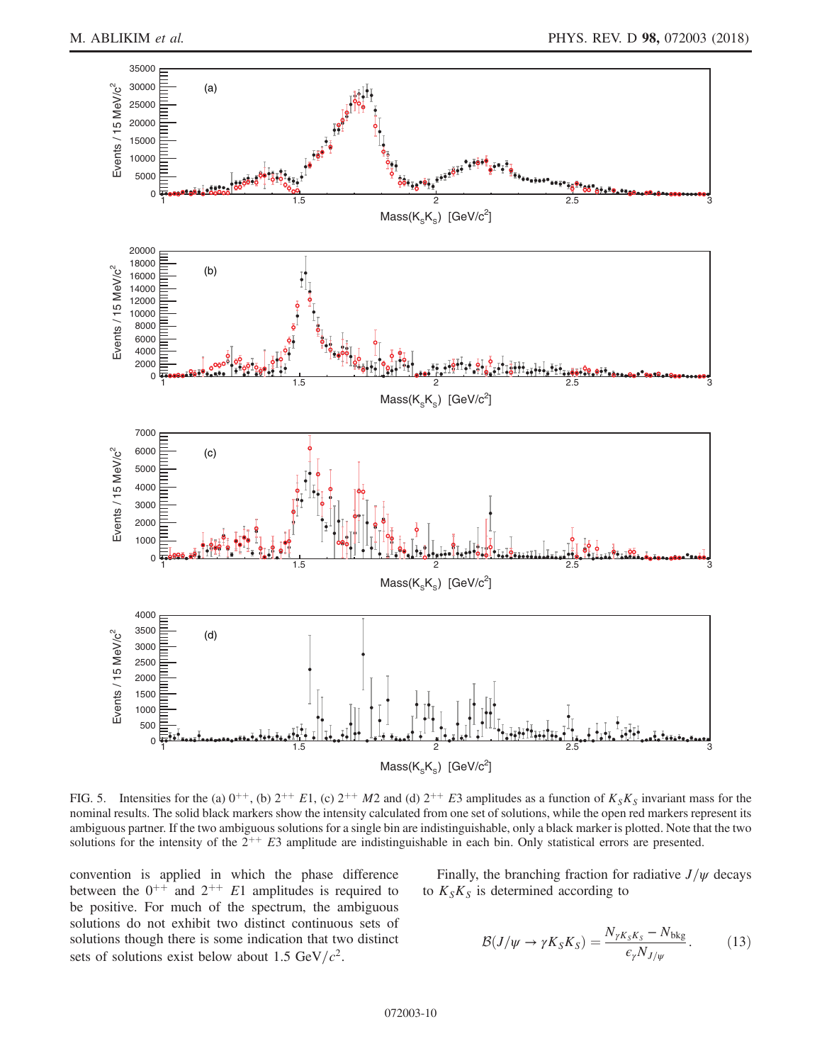FIG. 5. Intensities for the (a) $0^{++}$, (b) $2^{++}$ $E1$, (c) $2^{++}$ $M2$ and (d) $2^{++}$ $E3$ amplitudes as a function of $K_SK_S$ invariant mass for the nominal results. The solid black markers show the intensity calculated from one set of solutions, while the open red markers represent its ambiguous partner. If the two ambiguous solutions for a single bin are indistinguishable, only a black marker is plotted. Note that the two solutions for the intensity of the $2^{++}$ $E3$ amplitude are indistinguishable in each bin. Only statistical errors are presented.

convention is applied in which the phase difference between the $0^{++}$ and $2^{++}$ $E1$ amplitudes is required to be positive. For much of the spectrum, the ambiguous solutions do not exhibit two distinct continuous sets of solutions though there is some indication that two distinct sets of solutions exist below about 1.5 GeV/$c^2$.

Finally, the branching fraction for radiative $J/\psi$ decays to $K_SK_S$ is determined according to

$$\mathcal{B}(J/\psi \to \gamma K_SK_S) = \frac{N_{\gamma K_SK_S} - N_{\mathrm{bkg}}}{\epsilon_\gamma N_{J/\psi}}. \tag{13}$$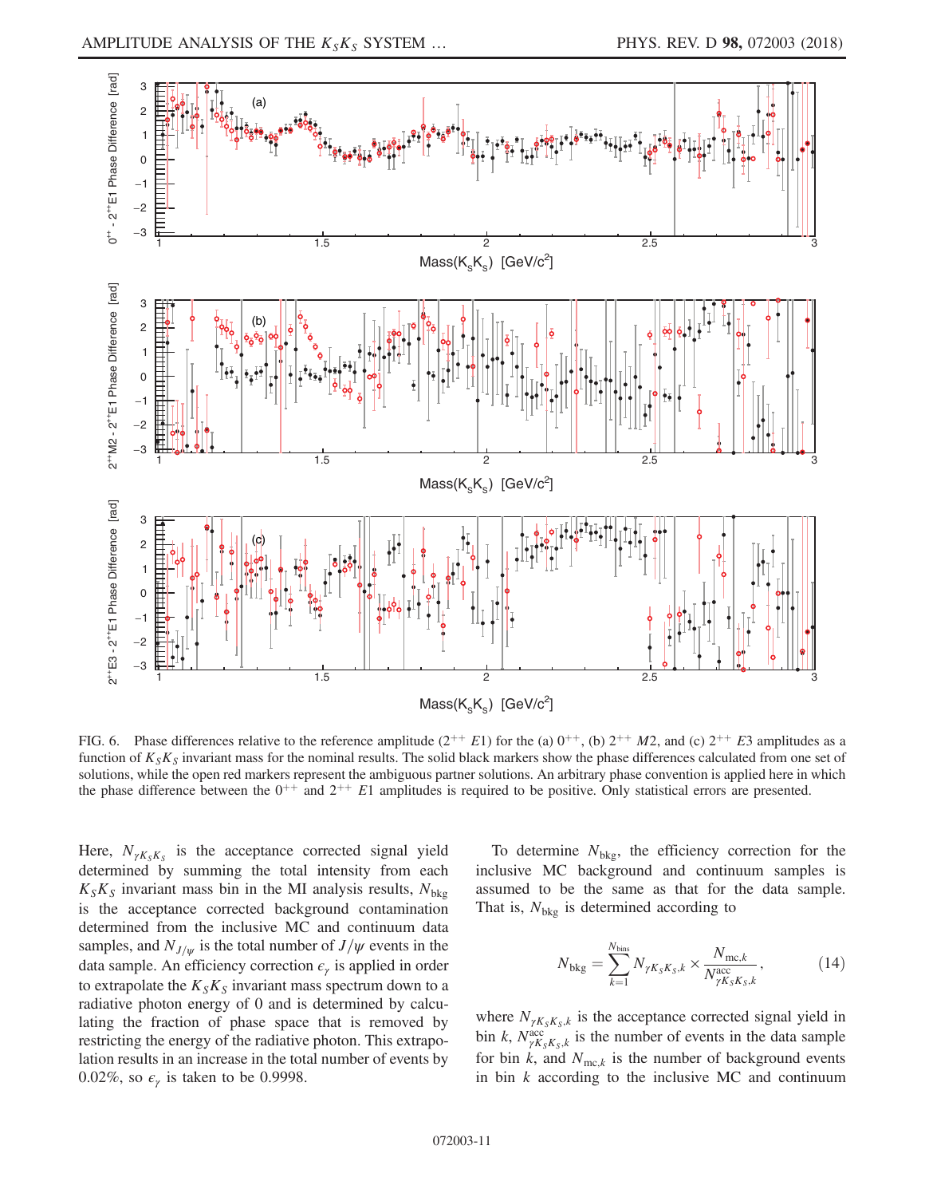FIG. 6. Phase differences relative to the reference amplitude ($2^{++}$ $E1$) for the (a) $0^{++}$, (b) $2^{++}$ $M2$, and (c) $2^{++}$ $E3$ amplitudes as a function of $K_SK_S$ invariant mass for the nominal results. The solid black markers show the phase differences calculated from one set of solutions, while the open red markers represent the ambiguous partner solutions. An arbitrary phase convention is applied here in which the phase difference between the $0^{++}$ and $2^{++}$ $E1$ amplitudes is required to be positive. Only statistical errors are presented.

Here, $N_{\gamma K_SK_S}$ is the acceptance corrected signal yield determined by summing the total intensity from each $K_SK_S$ invariant mass bin in the MI analysis results, $N_{\rm bkg}$ is the acceptance corrected background contamination determined from the inclusive MC and continuum data samples, and $N_{J/\psi}$ is the total number of $J/\psi$ events in the data sample. An efficiency correction $\epsilon_\gamma$ is applied in order to extrapolate the $K_SK_S$ invariant mass spectrum down to a radiative photon energy of 0 and is determined by calculating the fraction of phase space that is removed by restricting the energy of the radiative photon. This extrapolation results in an increase in the total number of events by 0.02%, so $\epsilon_\gamma$ is taken to be 0.9998.

To determine $N_{\rm bkg}$, the efficiency correction for the inclusive MC background and continuum samples is assumed to be the same as that for the data sample. That is, $N_{\rm bkg}$ is determined according to

$$N_{\rm bkg} = \sum_{k=1}^{N_{\rm bins}} N_{\gamma K_SK_S,k} \times \frac{N_{{\rm mc},k}}{N^{\rm acc}_{\gamma K_SK_S,k}}, \tag{14}$$

where $N_{\gamma K_SK_S,k}$ is the acceptance corrected signal yield in bin $k$, $N^{\rm acc}_{\gamma K_SK_S,k}$ is the number of events in the data sample for bin $k$, and $N_{{\rm mc},k}$ is the number of background events in bin $k$ according to the inclusive MC and continuum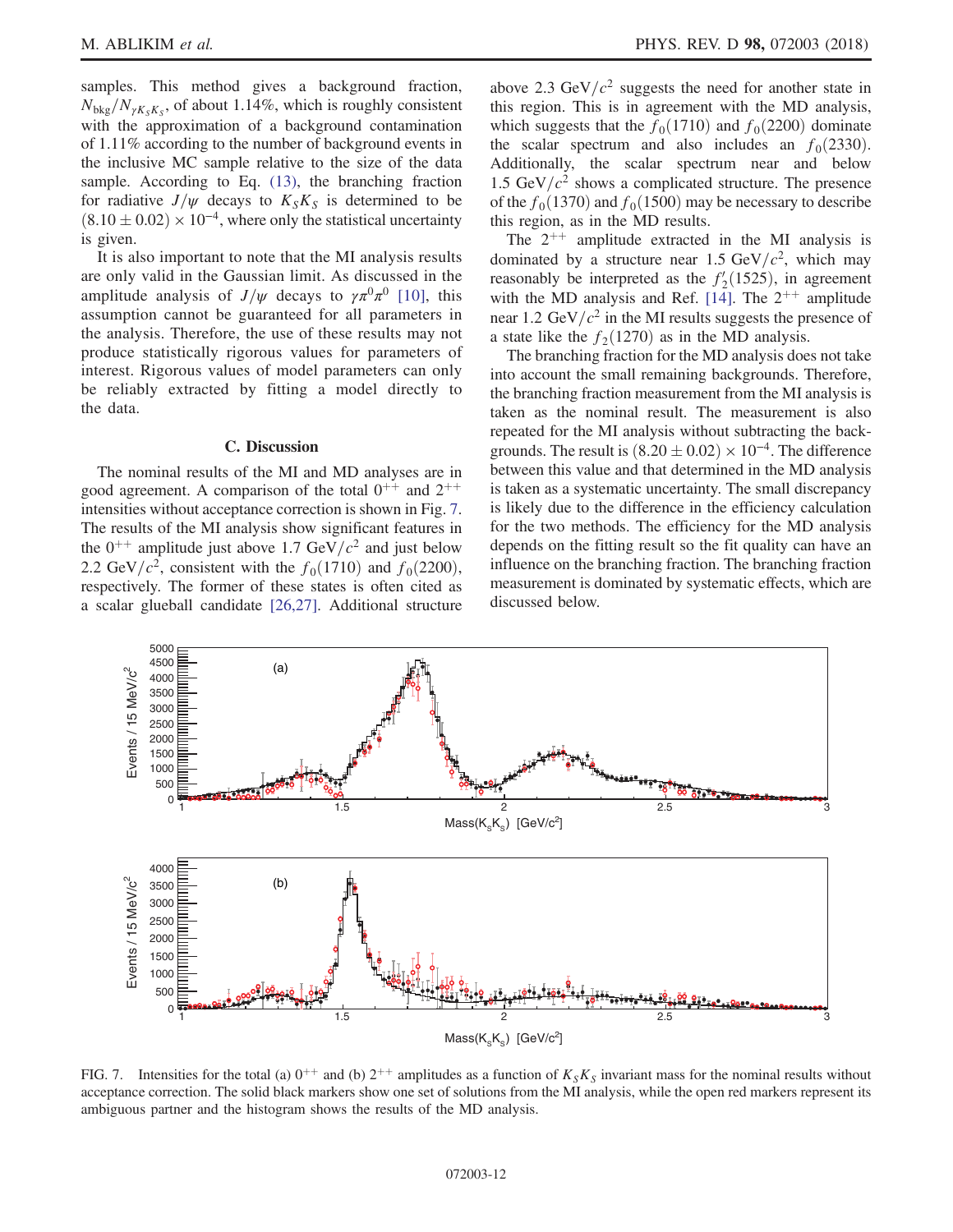samples. This method gives a background fraction, $N_{bkg}/N_{\gamma K_S K_S}$, of about 1.14%, which is roughly consistent with the approximation of a background contamination of 1.11% according to the number of background events in the inclusive MC sample relative to the size of the data sample. According to Eq. (13), the branching fraction for radiative $J/\psi$ decays to $K_S K_S$ is determined to be $(8.10 \pm 0.02) \times 10^{-4}$, where only the statistical uncertainty is given.

It is also important to note that the MI analysis results are only valid in the Gaussian limit. As discussed in the amplitude analysis of $J/\psi$ decays to $\gamma\pi^0\pi^0$ [10], this assumption cannot be guaranteed for all parameters in the analysis. Therefore, the use of these results may not produce statistically rigorous values for parameters of interest. Rigorous values of model parameters can only be reliably extracted by fitting a model directly to the data.

### C. Discussion

The nominal results of the MI and MD analyses are in good agreement. A comparison of the total $0^{++}$ and $2^{++}$ intensities without acceptance correction is shown in Fig. 7. The results of the MI analysis show significant features in the $0^{++}$ amplitude just above 1.7 GeV/$c^2$ and just below 2.2 GeV/$c^2$, consistent with the $f_0(1710)$ and $f_0(2200)$, respectively. The former of these states is often cited as a scalar glueball candidate [26,27]. Additional structure above 2.3 GeV/$c^2$ suggests the need for another state in this region. This is in agreement with the MD analysis, which suggests that the $f_0(1710)$ and $f_0(2200)$ dominate the scalar spectrum and also includes an $f_0(2330)$. Additionally, the scalar spectrum near and below 1.5 GeV/$c^2$ shows a complicated structure. The presence of the $f_0(1370)$ and $f_0(1500)$ may be necessary to describe this region, as in the MD results.

The $2^{++}$ amplitude extracted in the MI analysis is dominated by a structure near 1.5 GeV/$c^2$, which may reasonably be interpreted as the $f_2'(1525)$, in agreement with the MD analysis and Ref. [14]. The $2^{++}$ amplitude near 1.2 GeV/$c^2$ in the MI results suggests the presence of a state like the $f_2(1270)$ as in the MD analysis.

The branching fraction for the MD analysis does not take into account the small remaining backgrounds. Therefore, the branching fraction measurement from the MI analysis is taken as the nominal result. The measurement is also repeated for the MI analysis without subtracting the backgrounds. The result is $(8.20 \pm 0.02) \times 10^{-4}$. The difference between this value and that determined in the MD analysis is taken as a systematic uncertainty. The small discrepancy is likely due to the difference in the efficiency calculation for the two methods. The efficiency for the MD analysis depends on the fitting result so the fit quality can have an influence on the branching fraction. The branching fraction measurement is dominated by systematic effects, which are discussed below.

FIG. 7. Intensities for the total (a) $0^{++}$ and (b) $2^{++}$ amplitudes as a function of $K_S K_S$ invariant mass for the nominal results without acceptance correction. The solid black markers show one set of solutions from the MI analysis, while the open red markers represent its ambiguous partner and the histogram shows the results of the MD analysis.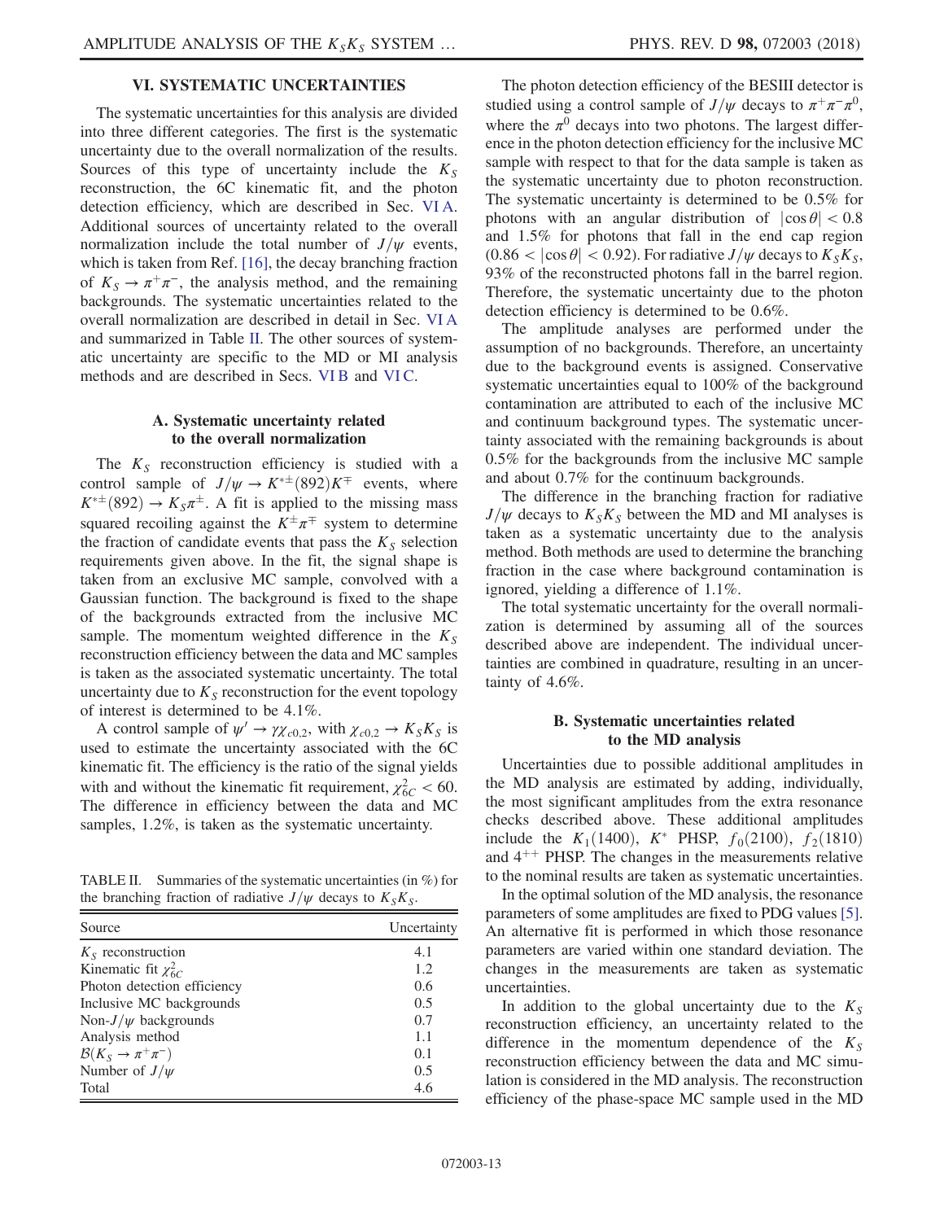## VI. SYSTEMATIC UNCERTAINTIES

The systematic uncertainties for this analysis are divided into three different categories. The first is the systematic uncertainty due to the overall normalization of the results. Sources of this type of uncertainty include the $K_S$ reconstruction, the 6C kinematic fit, and the photon detection efficiency, which are described in Sec. VI A. Additional sources of uncertainty related to the overall normalization include the total number of $J/\psi$ events, which is taken from Ref. [16], the decay branching fraction of $K_S \to \pi^+\pi^-$, the analysis method, and the remaining backgrounds. The systematic uncertainties related to the overall normalization are described in detail in Sec. VI A and summarized in Table II. The other sources of systematic uncertainty are specific to the MD or MI analysis methods and are described in Secs. VI B and VI C.

### A. Systematic uncertainty related to the overall normalization

The $K_S$ reconstruction efficiency is studied with a control sample of $J/\psi \to K^{*\pm}(892)K^{\mp}$ events, where $K^{*\pm}(892) \to K_S\pi^{\pm}$. A fit is applied to the missing mass squared recoiling against the $K^{\pm}\pi^{\mp}$ system to determine the fraction of candidate events that pass the $K_S$ selection requirements given above. In the fit, the signal shape is taken from an exclusive MC sample, convolved with a Gaussian function. The background is fixed to the shape of the backgrounds extracted from the inclusive MC sample. The momentum weighted difference in the $K_S$ reconstruction efficiency between the data and MC samples is taken as the associated systematic uncertainty. The total uncertainty due to $K_S$ reconstruction for the event topology of interest is determined to be 4.1%.

A control sample of $\psi' \to \gamma\chi_{c0,2}$, with $\chi_{c0,2} \to K_SK_S$ is used to estimate the uncertainty associated with the 6C kinematic fit. The efficiency is the ratio of the signal yields with and without the kinematic fit requirement, $\chi^2_{6C} < 60$. The difference in efficiency between the data and MC samples, 1.2%, is taken as the systematic uncertainty.

TABLE II. Summaries of the systematic uncertainties (in %) for the branching fraction of radiative $J/\psi$ decays to $K_SK_S$.

| Source | Uncertainty |
|---|---|
| $K_S$ reconstruction | 4.1 |
| Kinematic fit $\chi^2_{6C}$ | 1.2 |
| Photon detection efficiency | 0.6 |
| Inclusive MC backgrounds | 0.5 |
| Non-$J/\psi$ backgrounds | 0.7 |
| Analysis method | 1.1 |
| $\mathcal{B}(K_S \to \pi^+\pi^-)$ | 0.1 |
| Number of $J/\psi$ | 0.5 |
| Total | 4.6 |

The photon detection efficiency of the BESIII detector is studied using a control sample of $J/\psi$ decays to $\pi^+\pi^-\pi^0$, where the $\pi^0$ decays into two photons. The largest difference in the photon detection efficiency for the inclusive MC sample with respect to that for the data sample is taken as the systematic uncertainty due to photon reconstruction. The systematic uncertainty is determined to be 0.5% for photons with an angular distribution of $|\cos\theta| < 0.8$ and 1.5% for photons that fall in the end cap region ($0.86 < |\cos\theta| < 0.92$). For radiative $J/\psi$ decays to $K_SK_S$, 93% of the reconstructed photons fall in the barrel region. Therefore, the systematic uncertainty due to the photon detection efficiency is determined to be 0.6%.

The amplitude analyses are performed under the assumption of no backgrounds. Therefore, an uncertainty due to the background events is assigned. Conservative systematic uncertainties equal to 100% of the background contamination are attributed to each of the inclusive MC and continuum background types. The systematic uncertainty associated with the remaining backgrounds is about 0.5% for the backgrounds from the inclusive MC sample and about 0.7% for the continuum backgrounds.

The difference in the branching fraction for radiative $J/\psi$ decays to $K_SK_S$ between the MD and MI analyses is taken as a systematic uncertainty due to the analysis method. Both methods are used to determine the branching fraction in the case where background contamination is ignored, yielding a difference of 1.1%.

The total systematic uncertainty for the overall normalization is determined by assuming all of the sources described above are independent. The individual uncertainties are combined in quadrature, resulting in an uncertainty of 4.6%.

### B. Systematic uncertainties related to the MD analysis

Uncertainties due to possible additional amplitudes in the MD analysis are estimated by adding, individually, the most significant amplitudes from the extra resonance checks described above. These additional amplitudes include the $K_1(1400)$, $K^*$ PHSP, $f_0(2100)$, $f_2(1810)$ and $4^{++}$ PHSP. The changes in the measurements relative to the nominal results are taken as systematic uncertainties.

In the optimal solution of the MD analysis, the resonance parameters of some amplitudes are fixed to PDG values [5]. An alternative fit is performed in which those resonance parameters are varied within one standard deviation. The changes in the measurements are taken as systematic uncertainties.

In addition to the global uncertainty due to the $K_S$ reconstruction efficiency, an uncertainty related to the difference in the momentum dependence of the $K_S$ reconstruction efficiency between the data and MC simulation is considered in the MD analysis. The reconstruction efficiency of the phase-space MC sample used in the MD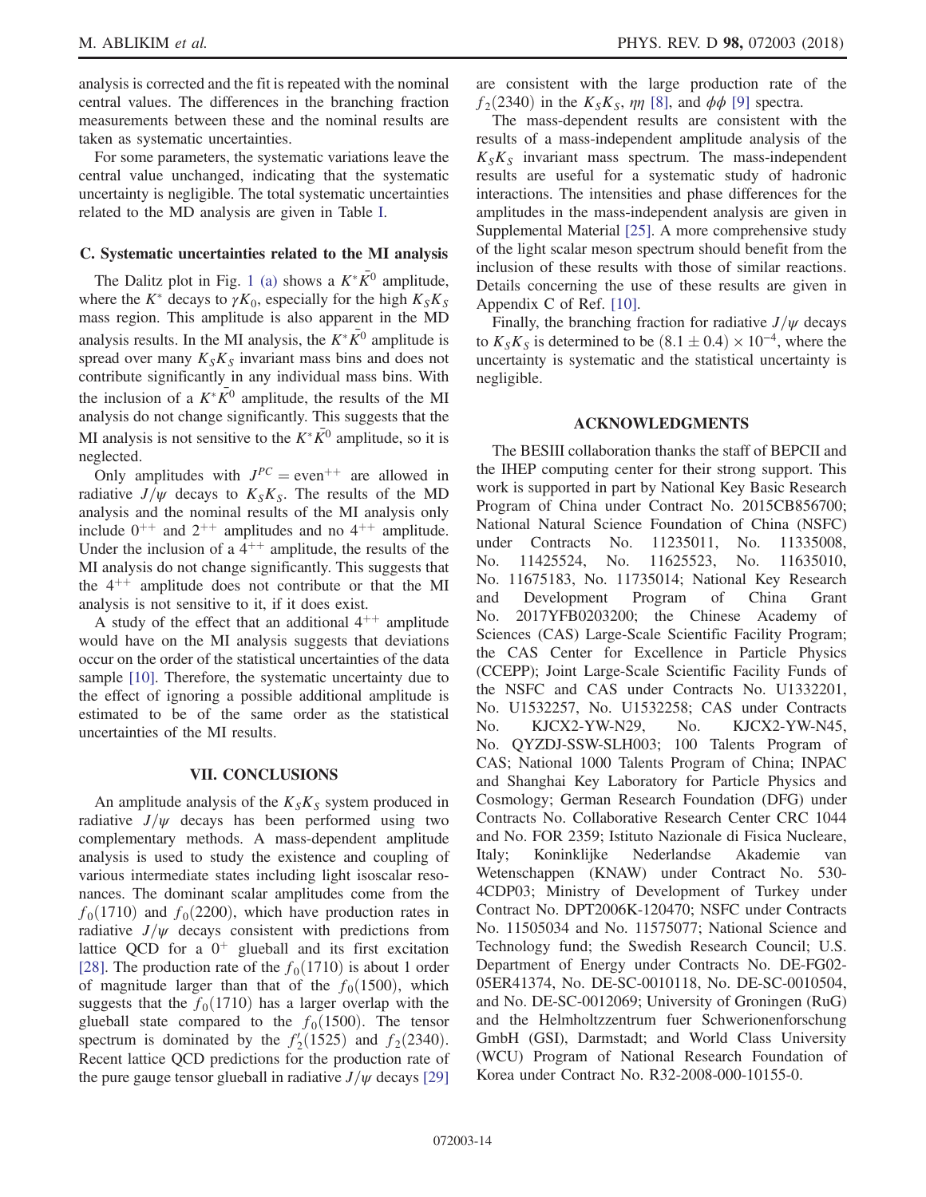analysis is corrected and the fit is repeated with the nominal central values. The differences in the branching fraction measurements between these and the nominal results are taken as systematic uncertainties.

For some parameters, the systematic variations leave the central value unchanged, indicating that the systematic uncertainty is negligible. The total systematic uncertainties related to the MD analysis are given in Table I.

### C. Systematic uncertainties related to the MI analysis

The Dalitz plot in Fig. 1 (a) shows a $K^*\bar{K}^0$ amplitude, where the $K^*$ decays to $\gamma K_0$, especially for the high $K_SK_S$ mass region. This amplitude is also apparent in the MD analysis results. In the MI analysis, the $K^*\bar{K}^0$ amplitude is spread over many $K_SK_S$ invariant mass bins and does not contribute significantly in any individual mass bins. With the inclusion of a $K^*\bar{K}^0$ amplitude, the results of the MI analysis do not change significantly. This suggests that the MI analysis is not sensitive to the $K^*\bar{K}^0$ amplitude, so it is neglected.

Only amplitudes with $J^{PC} = \text{even}^{++}$ are allowed in radiative $J/\psi$ decays to $K_SK_S$. The results of the MD analysis and the nominal results of the MI analysis only include $0^{++}$ and $2^{++}$ amplitudes and no $4^{++}$ amplitude. Under the inclusion of a $4^{++}$ amplitude, the results of the MI analysis do not change significantly. This suggests that the $4^{++}$ amplitude does not contribute or that the MI analysis is not sensitive to it, if it does exist.

A study of the effect that an additional $4^{++}$ amplitude would have on the MI analysis suggests that deviations occur on the order of the statistical uncertainties of the data sample [10]. Therefore, the systematic uncertainty due to the effect of ignoring a possible additional amplitude is estimated to be of the same order as the statistical uncertainties of the MI results.

## VII. CONCLUSIONS

An amplitude analysis of the $K_SK_S$ system produced in radiative $J/\psi$ decays has been performed using two complementary methods. A mass-dependent amplitude analysis is used to study the existence and coupling of various intermediate states including light isoscalar resonances. The dominant scalar amplitudes come from the $f_0(1710)$ and $f_0(2200)$, which have production rates in radiative $J/\psi$ decays consistent with predictions from lattice QCD for a $0^+$ glueball and its first excitation [28]. The production rate of the $f_0(1710)$ is about 1 order of magnitude larger than that of the $f_0(1500)$, which suggests that the $f_0(1710)$ has a larger overlap with the glueball state compared to the $f_0(1500)$. The tensor spectrum is dominated by the $f_2'(1525)$ and $f_2(2340)$. Recent lattice QCD predictions for the production rate of the pure gauge tensor glueball in radiative $J/\psi$ decays [29] are consistent with the large production rate of the $f_2(2340)$ in the $K_SK_S$, $\eta\eta$ [8], and $\phi\phi$ [9] spectra.

The mass-dependent results are consistent with the results of a mass-independent amplitude analysis of the $K_SK_S$ invariant mass spectrum. The mass-independent results are useful for a systematic study of hadronic interactions. The intensities and phase differences for the amplitudes in the mass-independent analysis are given in Supplemental Material [25]. A more comprehensive study of the light scalar meson spectrum should benefit from the inclusion of these results with those of similar reactions. Details concerning the use of these results are given in Appendix C of Ref. [10].

Finally, the branching fraction for radiative $J/\psi$ decays to $K_SK_S$ is determined to be $(8.1 \pm 0.4) \times 10^{-4}$, where the uncertainty is systematic and the statistical uncertainty is negligible.

## ACKNOWLEDGMENTS

The BESIII collaboration thanks the staff of BEPCII and the IHEP computing center for their strong support. This work is supported in part by National Key Basic Research Program of China under Contract No. 2015CB856700; National Natural Science Foundation of China (NSFC) under Contracts No. 11235011, No. 11335008, No. 11425524, No. 11625523, No. 11635010, No. 11675183, No. 11735014; National Key Research and Development Program of China Grant No. 2017YFB0203200; the Chinese Academy of Sciences (CAS) Large-Scale Scientific Facility Program; the CAS Center for Excellence in Particle Physics (CCEPP); Joint Large-Scale Scientific Facility Funds of the NSFC and CAS under Contracts No. U1332201, No. U1532257, No. U1532258; CAS under Contracts No. KJCX2-YW-N29, No. KJCX2-YW-N45, No. QYZDJ-SSW-SLH003; 100 Talents Program of CAS; National 1000 Talents Program of China; INPAC and Shanghai Key Laboratory for Particle Physics and Cosmology; German Research Foundation (DFG) under Contracts No. Collaborative Research Center CRC 1044 and No. FOR 2359; Istituto Nazionale di Fisica Nucleare, Italy; Koninklijke Nederlandse Akademie van Wetenschappen (KNAW) under Contract No. 530-4CDP03; Ministry of Development of Turkey under Contract No. DPT2006K-120470; NSFC under Contracts No. 11505034 and No. 11575077; National Science and Technology fund; the Swedish Research Council; U.S. Department of Energy under Contracts No. DE-FG02-05ER41374, No. DE-SC-0010118, No. DE-SC-0010504, and No. DE-SC-0012069; University of Groningen (RuG) and the Helmholtzzentrum fuer Schwerionenforschung GmbH (GSI), Darmstadt; and World Class University (WCU) Program of National Research Foundation of Korea under Contract No. R32-2008-000-10155-0.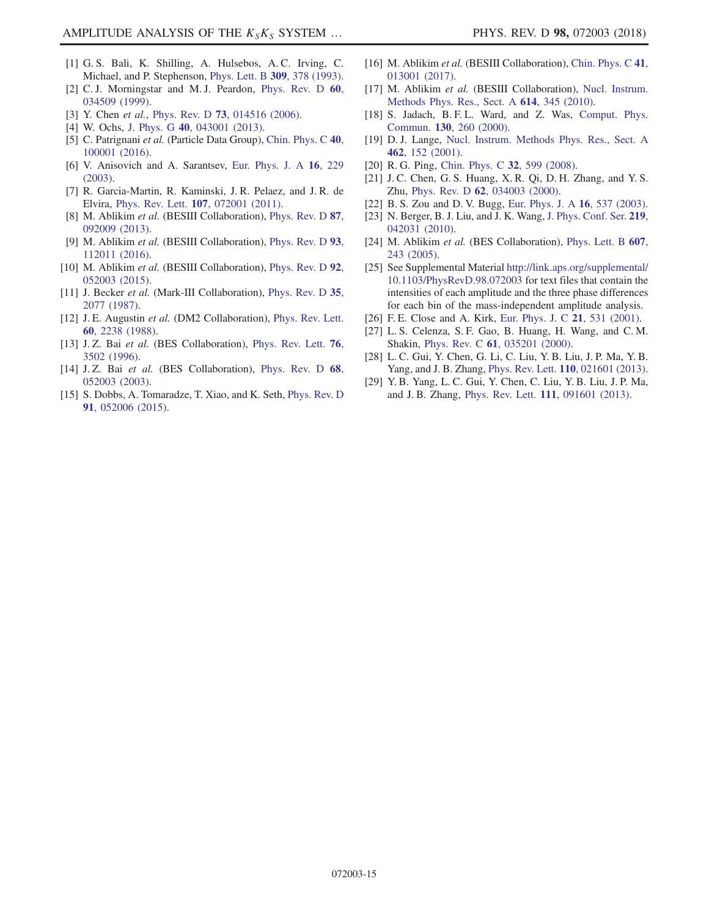[1] G. S. Bali, K. Shilling, A. Hulsebos, A. C. Irving, C. Michael, and P. Stephenson, Phys. Lett. B **309**, 378 (1993).

[2] C. J. Morningstar and M. J. Peardon, Phys. Rev. D **60**, 034509 (1999).

[3] Y. Chen *et al.*, Phys. Rev. D **73**, 014516 (2006).

[4] W. Ochs, J. Phys. G **40**, 043001 (2013).

[5] C. Patrignani *et al.* (Particle Data Group), Chin. Phys. C **40**, 100001 (2016).

[6] V. Anisovich and A. Sarantsev, Eur. Phys. J. A **16**, 229 (2003).

[7] R. Garcia-Martin, R. Kaminski, J. R. Pelaez, and J. R. de Elvira, Phys. Rev. Lett. **107**, 072001 (2011).

[8] M. Ablikim *et al.* (BESIII Collaboration), Phys. Rev. D **87**, 092009 (2013).

[9] M. Ablikim *et al.* (BESIII Collaboration), Phys. Rev. D **93**, 112011 (2016).

[10] M. Ablikim *et al.* (BESIII Collaboration), Phys. Rev. D **92**, 052003 (2015).

[11] J. Becker *et al.* (Mark-III Collaboration), Phys. Rev. D **35**, 2077 (1987).

[12] J. E. Augustin *et al.* (DM2 Collaboration), Phys. Rev. Lett. **60**, 2238 (1988).

[13] J. Z. Bai *et al.* (BES Collaboration), Phys. Rev. Lett. **76**, 3502 (1996).

[14] J. Z. Bai *et al.* (BES Collaboration), Phys. Rev. D **68**, 052003 (2003).

[15] S. Dobbs, A. Tomaradze, T. Xiao, and K. Seth, Phys. Rev. D **91**, 052006 (2015).

[16] M. Ablikim *et al.* (BESIII Collaboration), Chin. Phys. C **41**, 013001 (2017).

[17] M. Ablikim *et al.* (BESIII Collaboration), Nucl. Instrum. Methods Phys. Res., Sect. A **614**, 345 (2010).

[18] S. Jadach, B. F. L. Ward, and Z. Was, Comput. Phys. Commun. **130**, 260 (2000).

[19] D. J. Lange, Nucl. Instrum. Methods Phys. Res., Sect. A **462**, 152 (2001).

[20] R. G. Ping, Chin. Phys. C **32**, 599 (2008).

[21] J. C. Chen, G. S. Huang, X. R. Qi, D. H. Zhang, and Y. S. Zhu, Phys. Rev. D **62**, 034003 (2000).

[22] B. S. Zou and D. V. Bugg, Eur. Phys. J. A **16**, 537 (2003).

[23] N. Berger, B. J. Liu, and J. K. Wang, J. Phys. Conf. Ser. **219**, 042031 (2010).

[24] M. Ablikim *et al.* (BES Collaboration), Phys. Lett. B **607**, 243 (2005).

[25] See Supplemental Material http://link.aps.org/supplemental/10.1103/PhysRevD.98.072003 for text files that contain the intensities of each amplitude and the three phase differences for each bin of the mass-independent amplitude analysis.

[26] F. E. Close and A. Kirk, Eur. Phys. J. C **21**, 531 (2001).

[27] L. S. Celenza, S. F. Gao, B. Huang, H. Wang, and C. M. Shakin, Phys. Rev. C **61**, 035201 (2000).

[28] L. C. Gui, Y. Chen, G. Li, C. Liu, Y. B. Liu, J. P. Ma, Y. B. Yang, and J. B. Zhang, Phys. Rev. Lett. **110**, 021601 (2013).

[29] Y. B. Yang, L. C. Gui, Y. Chen, C. Liu, Y. B. Liu, J. P. Ma, and J. B. Zhang, Phys. Rev. Lett. **111**, 091601 (2013).